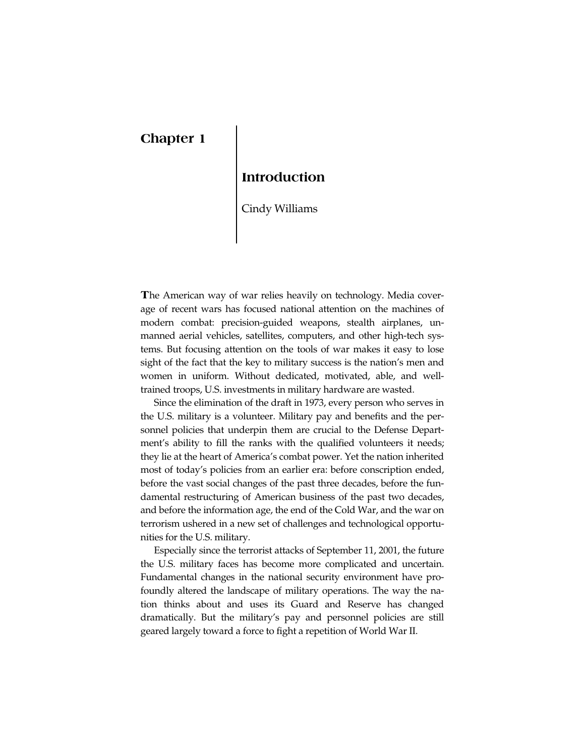# Chapter 1

## Introduction

Cindy Williams

The American way of war relies heavily on technology. Media coverage of recent wars has focused national attention on the machines of modern combat: precision-guided weapons, stealth airplanes, unmanned aerial vehicles, satellites, computers, and other high-tech systems. But focusing attention on the tools of war makes it easy to lose sight of the fact that the key to military success is the nation's men and women in uniform. Without dedicated, motivated, able, and well-trained troops, U.S. investments in military hardware are wasted.

Since the elimination of the draft in 1973, every person who serves in the U.S. military is a volunteer. Military pay and benefits and the personnel policies that underpin them are crucial to the Defense Department's ability to fill the ranks with the qualified volunteers it needs; they lie at the heart of America's combat power. Yet the nation inherited most of today's policies from an earlier era: before conscription ended, before the vast social changes of the past three decades, before the fundamental restructuring of American business of the past two decades, and before the information age, the end of the Cold War, and the war on terrorism ushered in a new set of challenges and technological opportunities for the U.S. military.

Especially since the terrorist attacks of September 11, 2001, the future the U.S. military faces has become more complicated and uncertain. Fundamental changes in the national security environment have profoundly altered the landscape of military operations. The way the nation thinks about and uses its Guard and Reserve has changed dramatically. But the military's pay and personnel policies are still geared largely toward a force to fight a repetition of World War II.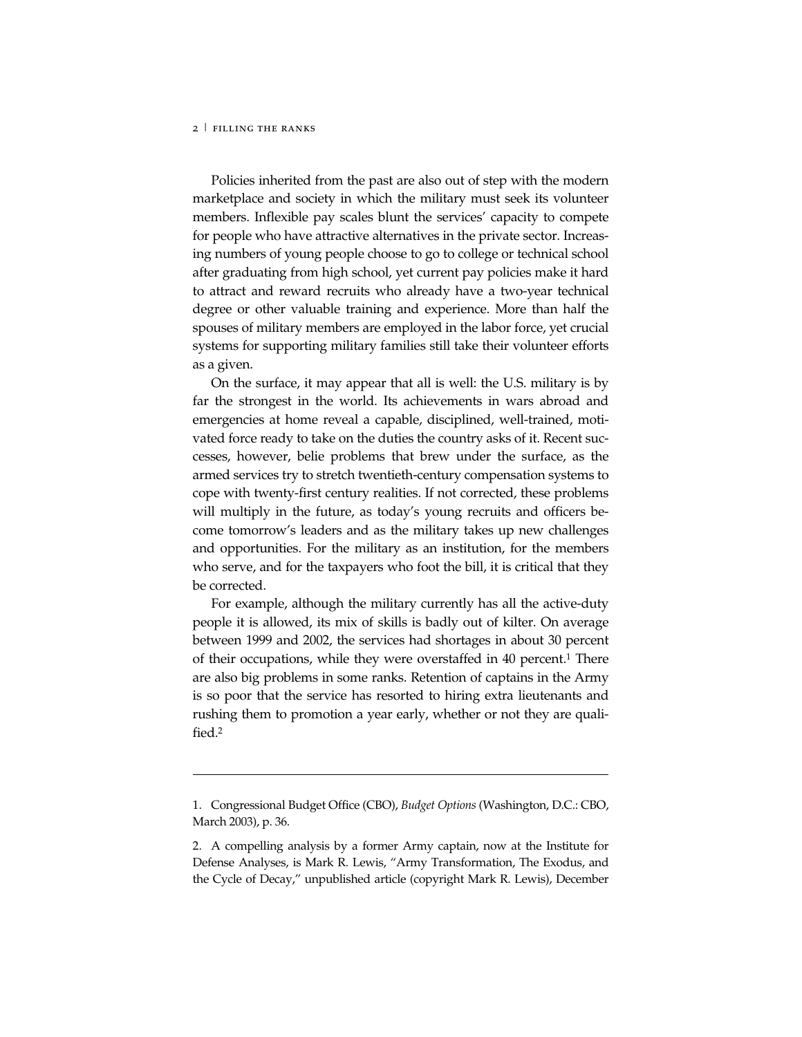Policies inherited from the past are also out of step with the modern marketplace and society in which the military must seek its volunteer members. Inflexible pay scales blunt the services' capacity to compete for people who have attractive alternatives in the private sector. Increasing numbers of young people choose to go to college or technical school after graduating from high school, yet current pay policies make it hard to attract and reward recruits who already have a two-year technical degree or other valuable training and experience. More than half the spouses of military members are employed in the labor force, yet crucial systems for supporting military families still take their volunteer efforts as a given.

On the surface, it may appear that all is well: the U.S. military is by far the strongest in the world. Its achievements in wars abroad and emergencies at home reveal a capable, disciplined, well-trained, motivated force ready to take on the duties the country asks of it. Recent successes, however, belie problems that brew under the surface, as the armed services try to stretch twentieth-century compensation systems to cope with twenty-first century realities. If not corrected, these problems will multiply in the future, as today's young recruits and officers become tomorrow's leaders and as the military takes up new challenges and opportunities. For the military as an institution, for the members who serve, and for the taxpayers who foot the bill, it is critical that they be corrected.

For example, although the military currently has all the active-duty people it is allowed, its mix of skills is badly out of kilter. On average between 1999 and 2002, the services had shortages in about 30 percent of their occupations, while they were overstaffed in 40 percent.[1] There are also big problems in some ranks. Retention of captains in the Army is so poor that the service has resorted to hiring extra lieutenants and rushing them to promotion a year early, whether or not they are qualified.[2]

---

1. Congressional Budget Office (CBO), *Budget Options* (Washington, D.C.: CBO, March 2003), p. 36.

2. A compelling analysis by a former Army captain, now at the Institute for Defense Analyses, is Mark R. Lewis, "Army Transformation, The Exodus, and the Cycle of Decay," unpublished article (copyright Mark R. Lewis), December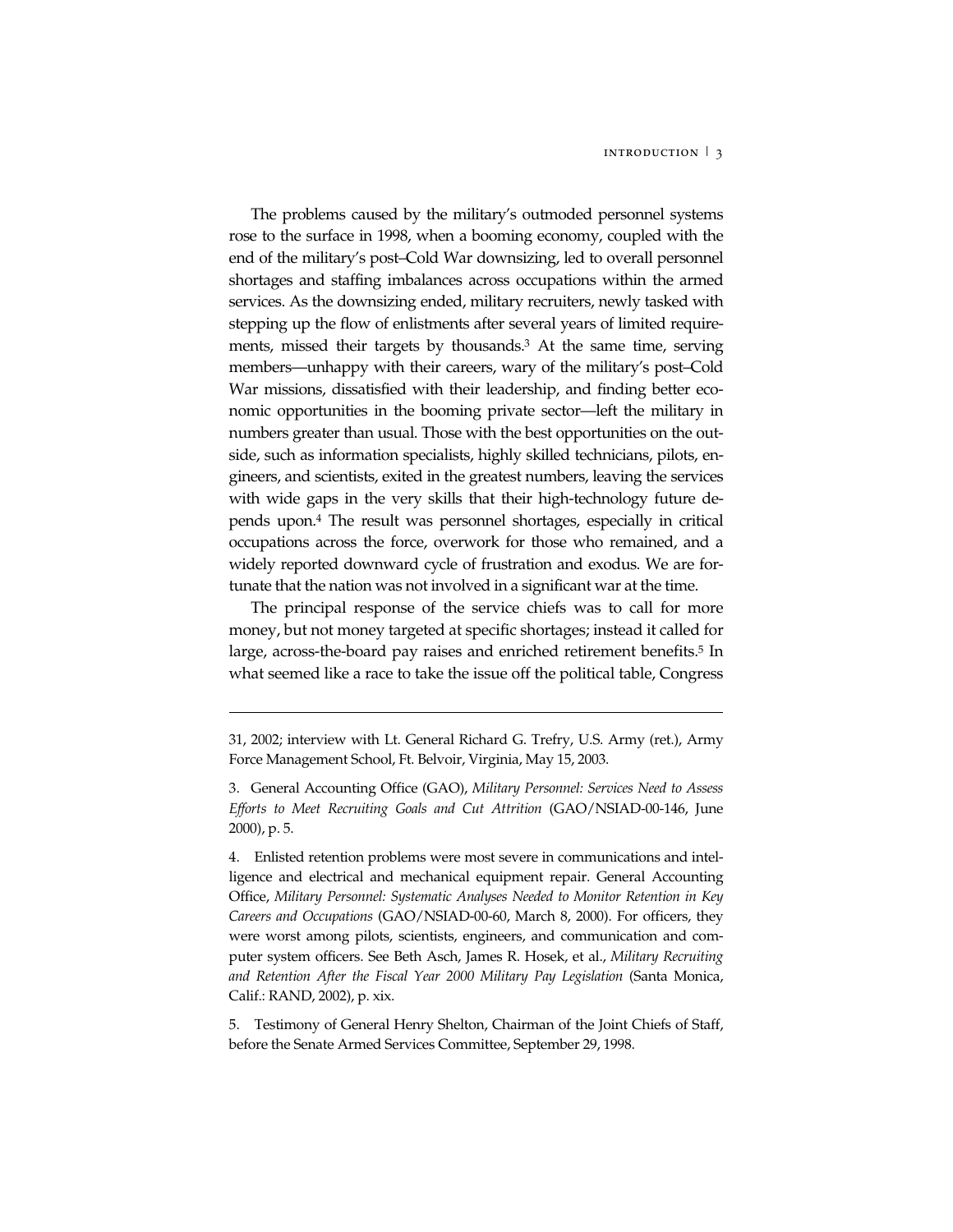The problems caused by the military's outmoded personnel systems rose to the surface in 1998, when a booming economy, coupled with the end of the military's post–Cold War downsizing, led to overall personnel shortages and staffing imbalances across occupations within the armed services. As the downsizing ended, military recruiters, newly tasked with stepping up the flow of enlistments after several years of limited requirements, missed their targets by thousands.[3] At the same time, serving members—unhappy with their careers, wary of the military's post–Cold War missions, dissatisfied with their leadership, and finding better economic opportunities in the booming private sector—left the military in numbers greater than usual. Those with the best opportunities on the outside, such as information specialists, highly skilled technicians, pilots, engineers, and scientists, exited in the greatest numbers, leaving the services with wide gaps in the very skills that their high-technology future depends upon.[4] The result was personnel shortages, especially in critical occupations across the force, overwork for those who remained, and a widely reported downward cycle of frustration and exodus. We are fortunate that the nation was not involved in a significant war at the time.

The principal response of the service chiefs was to call for more money, but not money targeted at specific shortages; instead it called for large, across-the-board pay raises and enriched retirement benefits.[5] In what seemed like a race to take the issue off the political table, Congress

---

31, 2002; interview with Lt. General Richard G. Trefry, U.S. Army (ret.), Army Force Management School, Ft. Belvoir, Virginia, May 15, 2003.

3. General Accounting Office (GAO), *Military Personnel: Services Need to Assess Efforts to Meet Recruiting Goals and Cut Attrition* (GAO/NSIAD-00-146, June 2000), p. 5.

4. Enlisted retention problems were most severe in communications and intelligence and electrical and mechanical equipment repair. General Accounting Office, *Military Personnel: Systematic Analyses Needed to Monitor Retention in Key Careers and Occupations* (GAO/NSIAD-00-60, March 8, 2000). For officers, they were worst among pilots, scientists, engineers, and communication and computer system officers. See Beth Asch, James R. Hosek, et al., *Military Recruiting and Retention After the Fiscal Year 2000 Military Pay Legislation* (Santa Monica, Calif.: RAND, 2002), p. xix.

5. Testimony of General Henry Shelton, Chairman of the Joint Chiefs of Staff, before the Senate Armed Services Committee, September 29, 1998.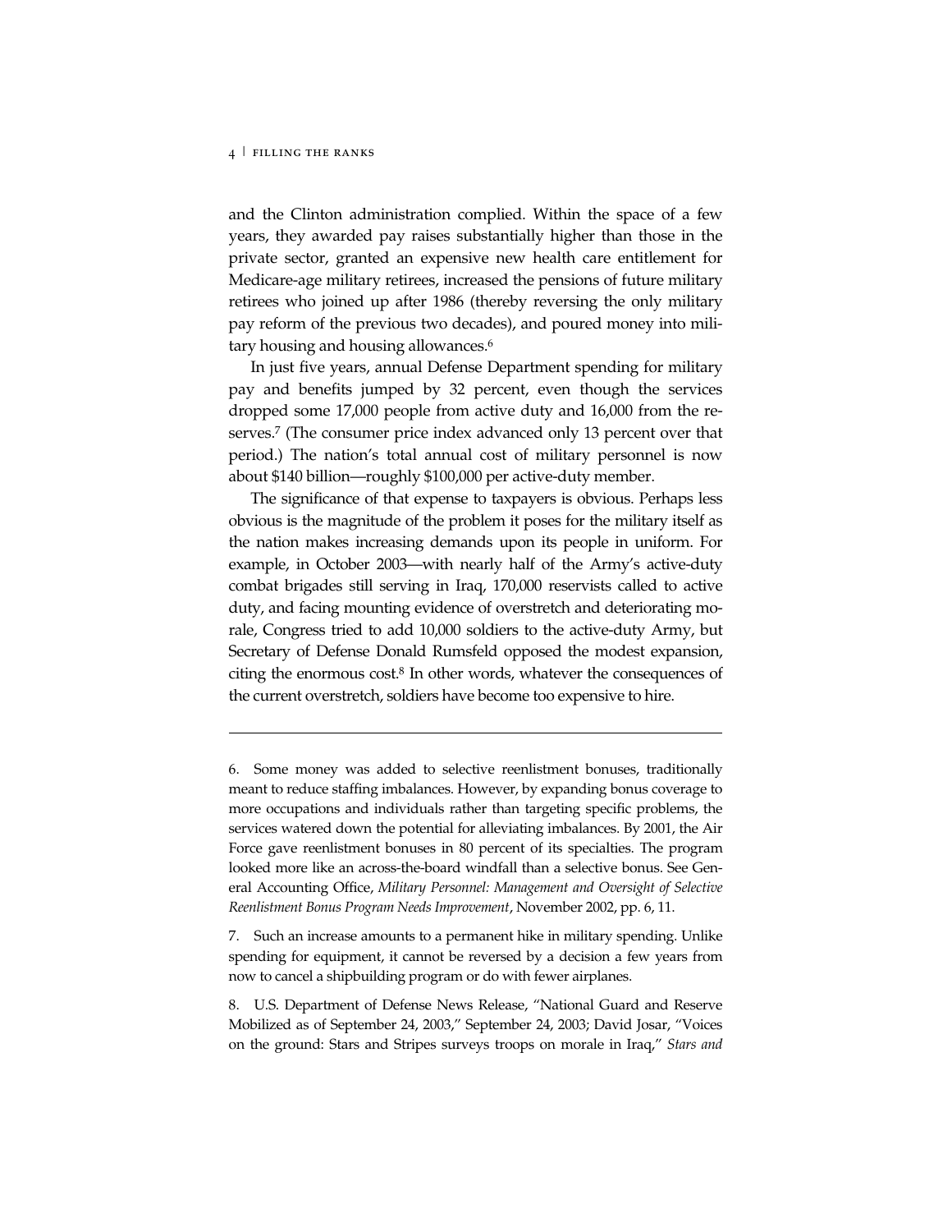and the Clinton administration complied. Within the space of a few years, they awarded pay raises substantially higher than those in the private sector, granted an expensive new health care entitlement for Medicare-age military retirees, increased the pensions of future military retirees who joined up after 1986 (thereby reversing the only military pay reform of the previous two decades), and poured money into military housing and housing allowances.[6]

In just five years, annual Defense Department spending for military pay and benefits jumped by 32 percent, even though the services dropped some 17,000 people from active duty and 16,000 from the reserves.[7] (The consumer price index advanced only 13 percent over that period.) The nation's total annual cost of military personnel is now about $140 billion—roughly $100,000 per active-duty member.

The significance of that expense to taxpayers is obvious. Perhaps less obvious is the magnitude of the problem it poses for the military itself as the nation makes increasing demands upon its people in uniform. For example, in October 2003—with nearly half of the Army's active-duty combat brigades still serving in Iraq, 170,000 reservists called to active duty, and facing mounting evidence of overstretch and deteriorating morale, Congress tried to add 10,000 soldiers to the active-duty Army, but Secretary of Defense Donald Rumsfeld opposed the modest expansion, citing the enormous cost.[8] In other words, whatever the consequences of the current overstretch, soldiers have become too expensive to hire.

---

6. Some money was added to selective reenlistment bonuses, traditionally meant to reduce staffing imbalances. However, by expanding bonus coverage to more occupations and individuals rather than targeting specific problems, the services watered down the potential for alleviating imbalances. By 2001, the Air Force gave reenlistment bonuses in 80 percent of its specialties. The program looked more like an across-the-board windfall than a selective bonus. See General Accounting Office, *Military Personnel: Management and Oversight of Selective Reenlistment Bonus Program Needs Improvement*, November 2002, pp. 6, 11.

7. Such an increase amounts to a permanent hike in military spending. Unlike spending for equipment, it cannot be reversed by a decision a few years from now to cancel a shipbuilding program or do with fewer airplanes.

8. U.S. Department of Defense News Release, "National Guard and Reserve Mobilized as of September 24, 2003," September 24, 2003; David Josar, "Voices on the ground: Stars and Stripes surveys troops on morale in Iraq," *Stars and*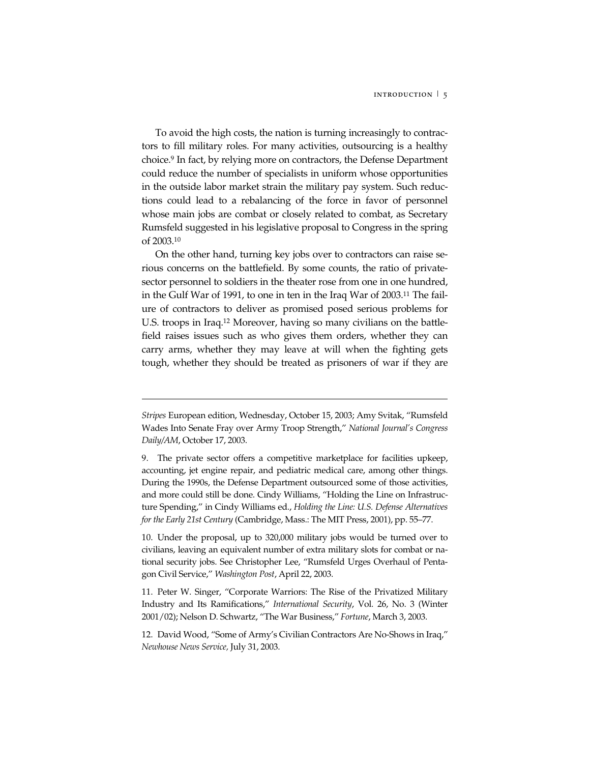To avoid the high costs, the nation is turning increasingly to contractors to fill military roles. For many activities, outsourcing is a healthy choice.[9] In fact, by relying more on contractors, the Defense Department could reduce the number of specialists in uniform whose opportunities in the outside labor market strain the military pay system. Such reductions could lead to a rebalancing of the force in favor of personnel whose main jobs are combat or closely related to combat, as Secretary Rumsfeld suggested in his legislative proposal to Congress in the spring of 2003.[10]

On the other hand, turning key jobs over to contractors can raise serious concerns on the battlefield. By some counts, the ratio of private-sector personnel to soldiers in the theater rose from one in one hundred, in the Gulf War of 1991, to one in ten in the Iraq War of 2003.[11] The failure of contractors to deliver as promised posed serious problems for U.S. troops in Iraq.[12] Moreover, having so many civilians on the battlefield raises issues such as who gives them orders, whether they can carry arms, whether they may leave at will when the fighting gets tough, whether they should be treated as prisoners of war if they are

---

*Stripes* European edition, Wednesday, October 15, 2003; Amy Svitak, "Rumsfeld Wades Into Senate Fray over Army Troop Strength," *National Journal's Congress Daily/AM*, October 17, 2003.

9. The private sector offers a competitive marketplace for facilities upkeep, accounting, jet engine repair, and pediatric medical care, among other things. During the 1990s, the Defense Department outsourced some of those activities, and more could still be done. Cindy Williams, "Holding the Line on Infrastructure Spending," in Cindy Williams ed., *Holding the Line: U.S. Defense Alternatives for the Early 21st Century* (Cambridge, Mass.: The MIT Press, 2001), pp. 55–77.

10. Under the proposal, up to 320,000 military jobs would be turned over to civilians, leaving an equivalent number of extra military slots for combat or national security jobs. See Christopher Lee, "Rumsfeld Urges Overhaul of Pentagon Civil Service," *Washington Post*, April 22, 2003.

11. Peter W. Singer, "Corporate Warriors: The Rise of the Privatized Military Industry and Its Ramifications," *International Security*, Vol. 26, No. 3 (Winter 2001/02); Nelson D. Schwartz, "The War Business," *Fortune*, March 3, 2003.

12. David Wood, "Some of Army's Civilian Contractors Are No-Shows in Iraq," *Newhouse News Service*, July 31, 2003.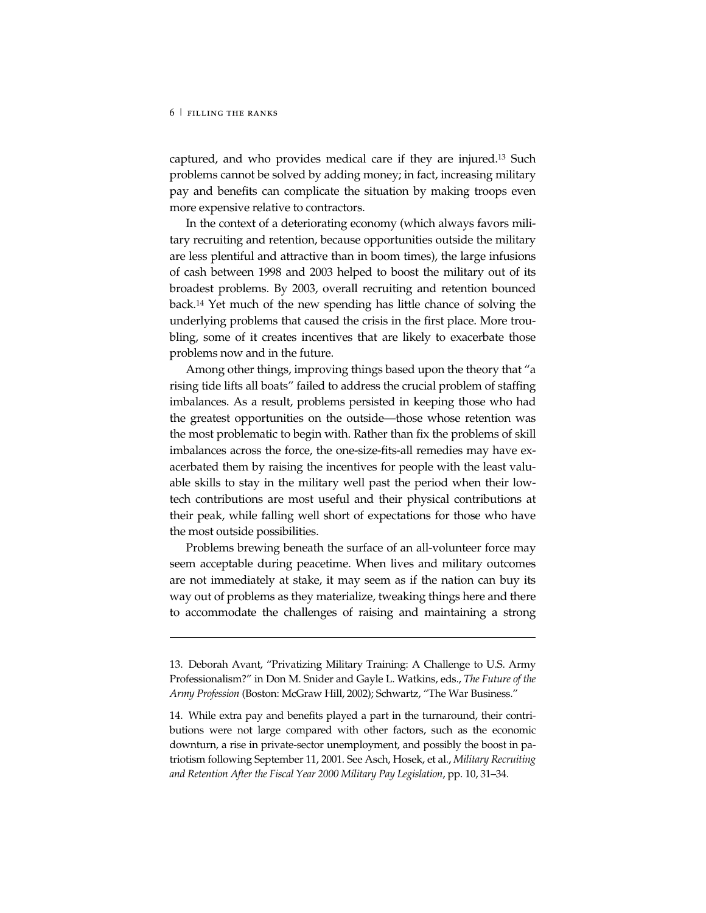captured, and who provides medical care if they are injured.[13] Such problems cannot be solved by adding money; in fact, increasing military pay and benefits can complicate the situation by making troops even more expensive relative to contractors.

In the context of a deteriorating economy (which always favors military recruiting and retention, because opportunities outside the military are less plentiful and attractive than in boom times), the large infusions of cash between 1998 and 2003 helped to boost the military out of its broadest problems. By 2003, overall recruiting and retention bounced back.[14] Yet much of the new spending has little chance of solving the underlying problems that caused the crisis in the first place. More troubling, some of it creates incentives that are likely to exacerbate those problems now and in the future.

Among other things, improving things based upon the theory that "a rising tide lifts all boats" failed to address the crucial problem of staffing imbalances. As a result, problems persisted in keeping those who had the greatest opportunities on the outside—those whose retention was the most problematic to begin with. Rather than fix the problems of skill imbalances across the force, the one-size-fits-all remedies may have exacerbated them by raising the incentives for people with the least valuable skills to stay in the military well past the period when their low-tech contributions are most useful and their physical contributions at their peak, while falling well short of expectations for those who have the most outside possibilities.

Problems brewing beneath the surface of an all-volunteer force may seem acceptable during peacetime. When lives and military outcomes are not immediately at stake, it may seem as if the nation can buy its way out of problems as they materialize, tweaking things here and there to accommodate the challenges of raising and maintaining a strong

---

13. Deborah Avant, "Privatizing Military Training: A Challenge to U.S. Army Professionalism?" in Don M. Snider and Gayle L. Watkins, eds., *The Future of the Army Profession* (Boston: McGraw Hill, 2002); Schwartz, "The War Business."

14. While extra pay and benefits played a part in the turnaround, their contributions were not large compared with other factors, such as the economic downturn, a rise in private-sector unemployment, and possibly the boost in patriotism following September 11, 2001. See Asch, Hosek, et al., *Military Recruiting and Retention After the Fiscal Year 2000 Military Pay Legislation*, pp. 10, 31–34.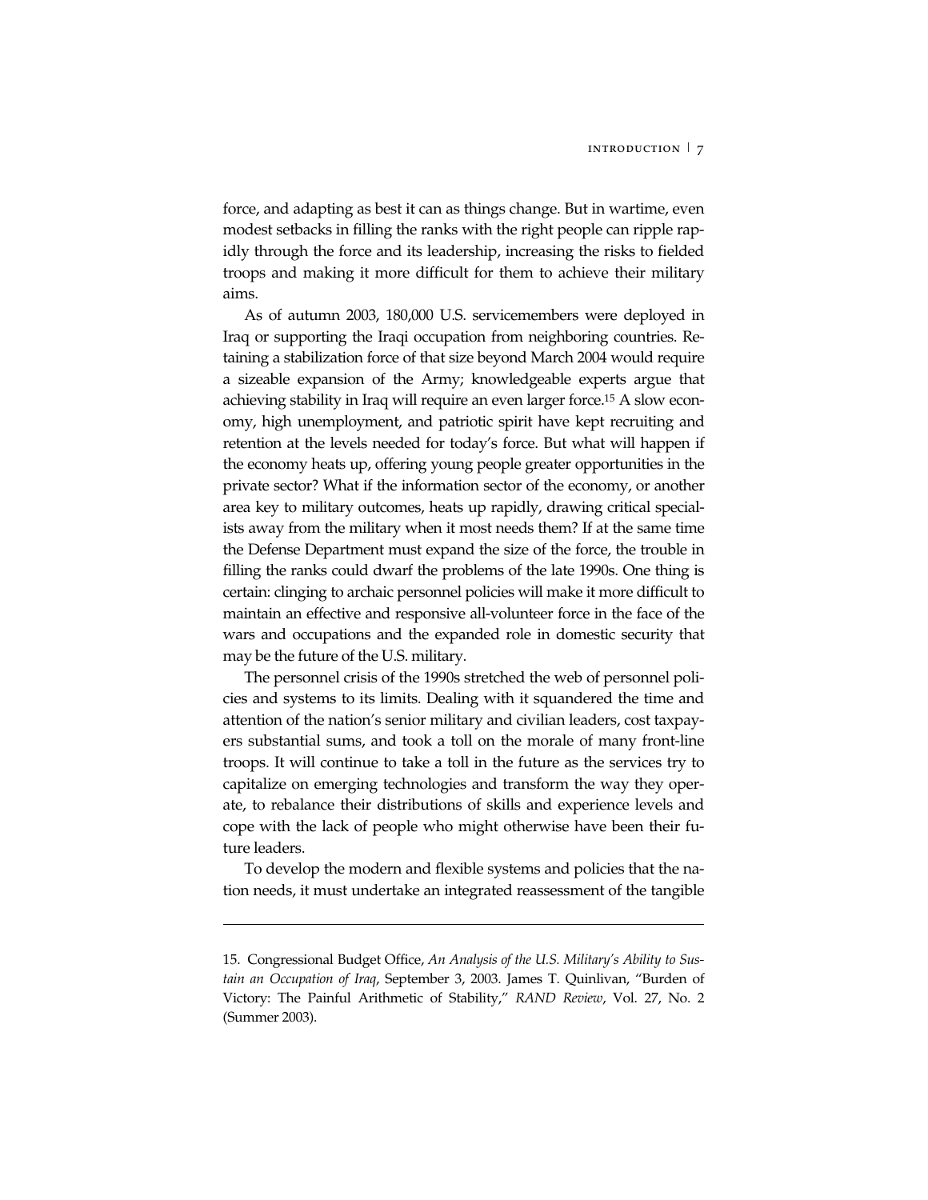force, and adapting as best it can as things change. But in wartime, even modest setbacks in filling the ranks with the right people can ripple rapidly through the force and its leadership, increasing the risks to fielded troops and making it more difficult for them to achieve their military aims.

As of autumn 2003, 180,000 U.S. servicemembers were deployed in Iraq or supporting the Iraqi occupation from neighboring countries. Retaining a stabilization force of that size beyond March 2004 would require a sizeable expansion of the Army; knowledgeable experts argue that achieving stability in Iraq will require an even larger force.[15] A slow economy, high unemployment, and patriotic spirit have kept recruiting and retention at the levels needed for today's force. But what will happen if the economy heats up, offering young people greater opportunities in the private sector? What if the information sector of the economy, or another area key to military outcomes, heats up rapidly, drawing critical specialists away from the military when it most needs them? If at the same time the Defense Department must expand the size of the force, the trouble in filling the ranks could dwarf the problems of the late 1990s. One thing is certain: clinging to archaic personnel policies will make it more difficult to maintain an effective and responsive all-volunteer force in the face of the wars and occupations and the expanded role in domestic security that may be the future of the U.S. military.

The personnel crisis of the 1990s stretched the web of personnel policies and systems to its limits. Dealing with it squandered the time and attention of the nation's senior military and civilian leaders, cost taxpayers substantial sums, and took a toll on the morale of many front-line troops. It will continue to take a toll in the future as the services try to capitalize on emerging technologies and transform the way they operate, to rebalance their distributions of skills and experience levels and cope with the lack of people who might otherwise have been their future leaders.

To develop the modern and flexible systems and policies that the nation needs, it must undertake an integrated reassessment of the tangible

---

15. Congressional Budget Office, *An Analysis of the U.S. Military's Ability to Sustain an Occupation of Iraq*, September 3, 2003. James T. Quinlivan, "Burden of Victory: The Painful Arithmetic of Stability," *RAND Review*, Vol. 27, No. 2 (Summer 2003).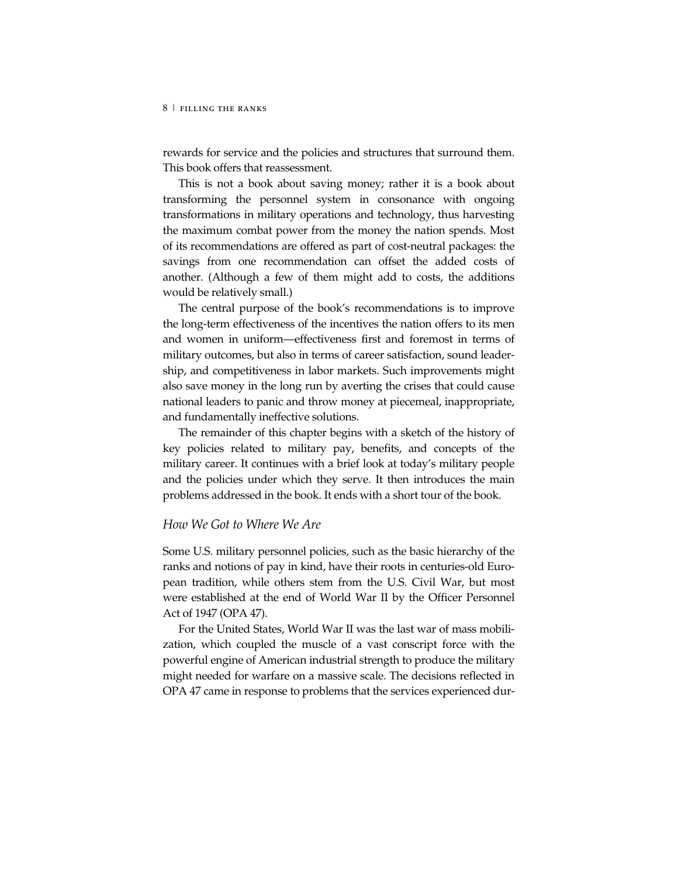rewards for service and the policies and structures that surround them. This book offers that reassessment.

This is not a book about saving money; rather it is a book about transforming the personnel system in consonance with ongoing transformations in military operations and technology, thus harvesting the maximum combat power from the money the nation spends. Most of its recommendations are offered as part of cost-neutral packages: the savings from one recommendation can offset the added costs of another. (Although a few of them might add to costs, the additions would be relatively small.)

The central purpose of the book's recommendations is to improve the long-term effectiveness of the incentives the nation offers to its men and women in uniform—effectiveness first and foremost in terms of military outcomes, but also in terms of career satisfaction, sound leadership, and competitiveness in labor markets. Such improvements might also save money in the long run by averting the crises that could cause national leaders to panic and throw money at piecemeal, inappropriate, and fundamentally ineffective solutions.

The remainder of this chapter begins with a sketch of the history of key policies related to military pay, benefits, and concepts of the military career. It continues with a brief look at today's military people and the policies under which they serve. It then introduces the main problems addressed in the book. It ends with a short tour of the book.

## *How We Got to Where We Are*

Some U.S. military personnel policies, such as the basic hierarchy of the ranks and notions of pay in kind, have their roots in centuries-old European tradition, while others stem from the U.S. Civil War, but most were established at the end of World War II by the Officer Personnel Act of 1947 (OPA 47).

For the United States, World War II was the last war of mass mobilization, which coupled the muscle of a vast conscript force with the powerful engine of American industrial strength to produce the military might needed for warfare on a massive scale. The decisions reflected in OPA 47 came in response to problems that the services experienced dur-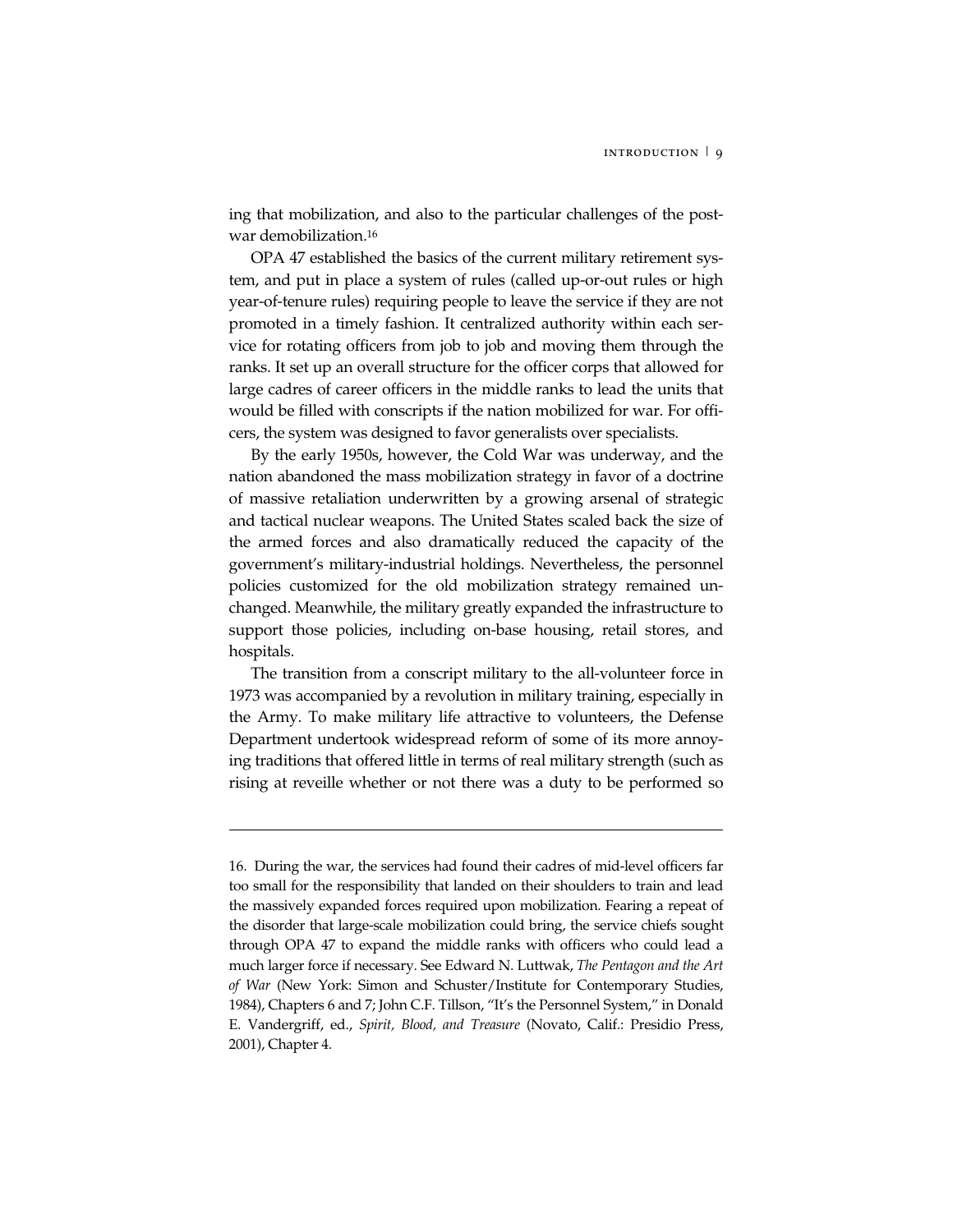ing that mobilization, and also to the particular challenges of the postwar demobilization.[16]

OPA 47 established the basics of the current military retirement system, and put in place a system of rules (called up-or-out rules or high year-of-tenure rules) requiring people to leave the service if they are not promoted in a timely fashion. It centralized authority within each service for rotating officers from job to job and moving them through the ranks. It set up an overall structure for the officer corps that allowed for large cadres of career officers in the middle ranks to lead the units that would be filled with conscripts if the nation mobilized for war. For officers, the system was designed to favor generalists over specialists.

By the early 1950s, however, the Cold War was underway, and the nation abandoned the mass mobilization strategy in favor of a doctrine of massive retaliation underwritten by a growing arsenal of strategic and tactical nuclear weapons. The United States scaled back the size of the armed forces and also dramatically reduced the capacity of the government's military-industrial holdings. Nevertheless, the personnel policies customized for the old mobilization strategy remained unchanged. Meanwhile, the military greatly expanded the infrastructure to support those policies, including on-base housing, retail stores, and hospitals.

The transition from a conscript military to the all-volunteer force in 1973 was accompanied by a revolution in military training, especially in the Army. To make military life attractive to volunteers, the Defense Department undertook widespread reform of some of its more annoying traditions that offered little in terms of real military strength (such as rising at reveille whether or not there was a duty to be performed so

---

16. During the war, the services had found their cadres of mid-level officers far too small for the responsibility that landed on their shoulders to train and lead the massively expanded forces required upon mobilization. Fearing a repeat of the disorder that large-scale mobilization could bring, the service chiefs sought through OPA 47 to expand the middle ranks with officers who could lead a much larger force if necessary. See Edward N. Luttwak, *The Pentagon and the Art of War* (New York: Simon and Schuster/Institute for Contemporary Studies, 1984), Chapters 6 and 7; John C.F. Tillson, "It's the Personnel System," in Donald E. Vandergriff, ed., *Spirit, Blood, and Treasure* (Novato, Calif.: Presidio Press, 2001), Chapter 4.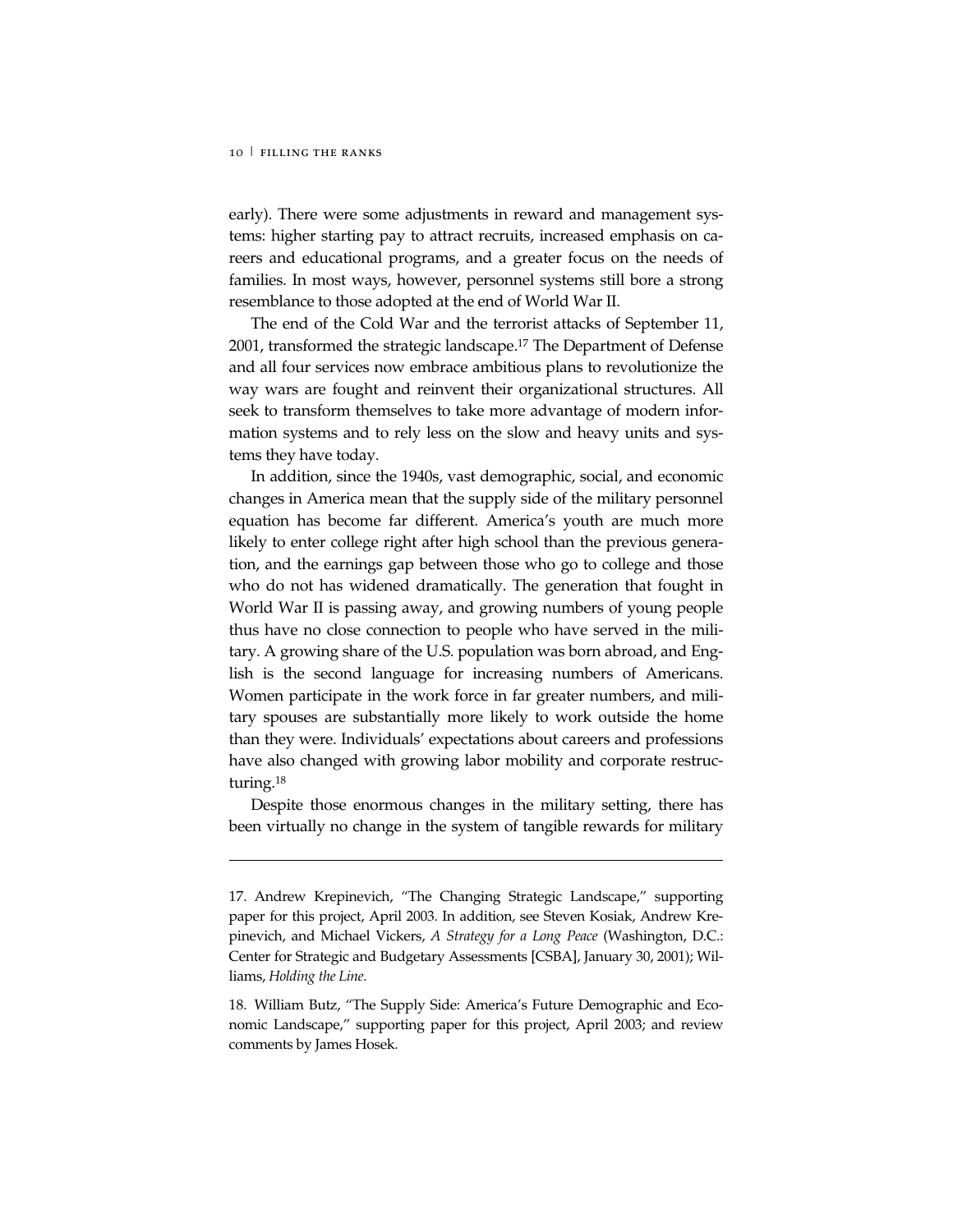early). There were some adjustments in reward and management systems: higher starting pay to attract recruits, increased emphasis on careers and educational programs, and a greater focus on the needs of families. In most ways, however, personnel systems still bore a strong resemblance to those adopted at the end of World War II.

The end of the Cold War and the terrorist attacks of September 11, 2001, transformed the strategic landscape.[17] The Department of Defense and all four services now embrace ambitious plans to revolutionize the way wars are fought and reinvent their organizational structures. All seek to transform themselves to take more advantage of modern information systems and to rely less on the slow and heavy units and systems they have today.

In addition, since the 1940s, vast demographic, social, and economic changes in America mean that the supply side of the military personnel equation has become far different. America's youth are much more likely to enter college right after high school than the previous generation, and the earnings gap between those who go to college and those who do not has widened dramatically. The generation that fought in World War II is passing away, and growing numbers of young people thus have no close connection to people who have served in the military. A growing share of the U.S. population was born abroad, and English is the second language for increasing numbers of Americans. Women participate in the work force in far greater numbers, and military spouses are substantially more likely to work outside the home than they were. Individuals' expectations about careers and professions have also changed with growing labor mobility and corporate restructuring.[18]

Despite those enormous changes in the military setting, there has been virtually no change in the system of tangible rewards for military

---

17. Andrew Krepinevich, "The Changing Strategic Landscape," supporting paper for this project, April 2003. In addition, see Steven Kosiak, Andrew Krepinevich, and Michael Vickers, *A Strategy for a Long Peace* (Washington, D.C.: Center for Strategic and Budgetary Assessments [CSBA], January 30, 2001); Williams, *Holding the Line*.

18. William Butz, "The Supply Side: America's Future Demographic and Economic Landscape," supporting paper for this project, April 2003; and review comments by James Hosek.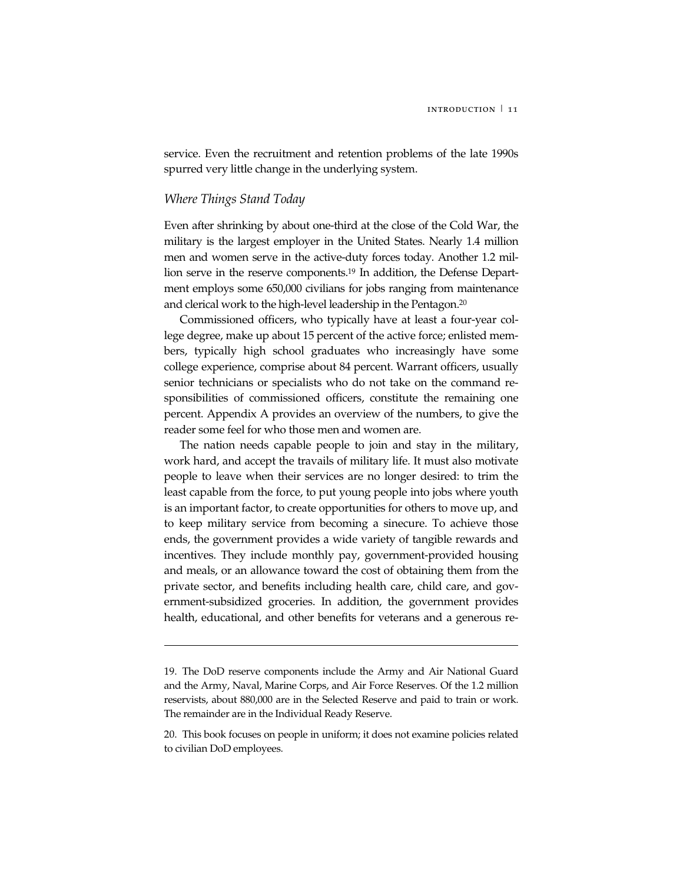service. Even the recruitment and retention problems of the late 1990s spurred very little change in the underlying system.

### *Where Things Stand Today*

Even after shrinking by about one-third at the close of the Cold War, the military is the largest employer in the United States. Nearly 1.4 million men and women serve in the active-duty forces today. Another 1.2 million serve in the reserve components.[19] In addition, the Defense Department employs some 650,000 civilians for jobs ranging from maintenance and clerical work to the high-level leadership in the Pentagon.[20]

Commissioned officers, who typically have at least a four-year college degree, make up about 15 percent of the active force; enlisted members, typically high school graduates who increasingly have some college experience, comprise about 84 percent. Warrant officers, usually senior technicians or specialists who do not take on the command responsibilities of commissioned officers, constitute the remaining one percent. Appendix A provides an overview of the numbers, to give the reader some feel for who those men and women are.

The nation needs capable people to join and stay in the military, work hard, and accept the travails of military life. It must also motivate people to leave when their services are no longer desired: to trim the least capable from the force, to put young people into jobs where youth is an important factor, to create opportunities for others to move up, and to keep military service from becoming a sinecure. To achieve those ends, the government provides a wide variety of tangible rewards and incentives. They include monthly pay, government-provided housing and meals, or an allowance toward the cost of obtaining them from the private sector, and benefits including health care, child care, and government-subsidized groceries. In addition, the government provides health, educational, and other benefits for veterans and a generous re-

---

19. The DoD reserve components include the Army and Air National Guard and the Army, Naval, Marine Corps, and Air Force Reserves. Of the 1.2 million reservists, about 880,000 are in the Selected Reserve and paid to train or work. The remainder are in the Individual Ready Reserve.

20. This book focuses on people in uniform; it does not examine policies related to civilian DoD employees.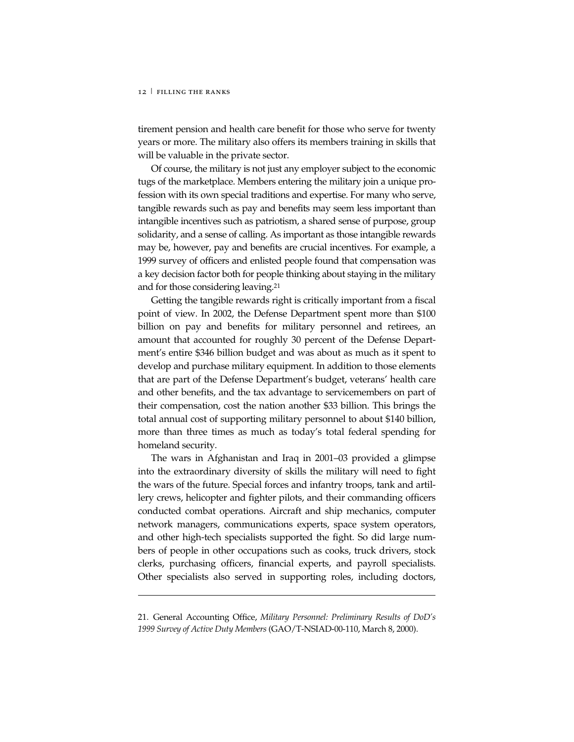tirement pension and health care benefit for those who serve for twenty years or more. The military also offers its members training in skills that will be valuable in the private sector.

Of course, the military is not just any employer subject to the economic tugs of the marketplace. Members entering the military join a unique profession with its own special traditions and expertise. For many who serve, tangible rewards such as pay and benefits may seem less important than intangible incentives such as patriotism, a shared sense of purpose, group solidarity, and a sense of calling. As important as those intangible rewards may be, however, pay and benefits are crucial incentives. For example, a 1999 survey of officers and enlisted people found that compensation was a key decision factor both for people thinking about staying in the military and for those considering leaving.[21]

Getting the tangible rewards right is critically important from a fiscal point of view. In 2002, the Defense Department spent more than $100 billion on pay and benefits for military personnel and retirees, an amount that accounted for roughly 30 percent of the Defense Department's entire $346 billion budget and was about as much as it spent to develop and purchase military equipment. In addition to those elements that are part of the Defense Department's budget, veterans' health care and other benefits, and the tax advantage to servicemembers on part of their compensation, cost the nation another $33 billion. This brings the total annual cost of supporting military personnel to about $140 billion, more than three times as much as today's total federal spending for homeland security.

The wars in Afghanistan and Iraq in 2001–03 provided a glimpse into the extraordinary diversity of skills the military will need to fight the wars of the future. Special forces and infantry troops, tank and artillery crews, helicopter and fighter pilots, and their commanding officers conducted combat operations. Aircraft and ship mechanics, computer network managers, communications experts, space system operators, and other high-tech specialists supported the fight. So did large numbers of people in other occupations such as cooks, truck drivers, stock clerks, purchasing officers, financial experts, and payroll specialists. Other specialists also served in supporting roles, including doctors,

---

21. General Accounting Office, *Military Personnel: Preliminary Results of DoD's 1999 Survey of Active Duty Members* (GAO/T-NSIAD-00-110, March 8, 2000).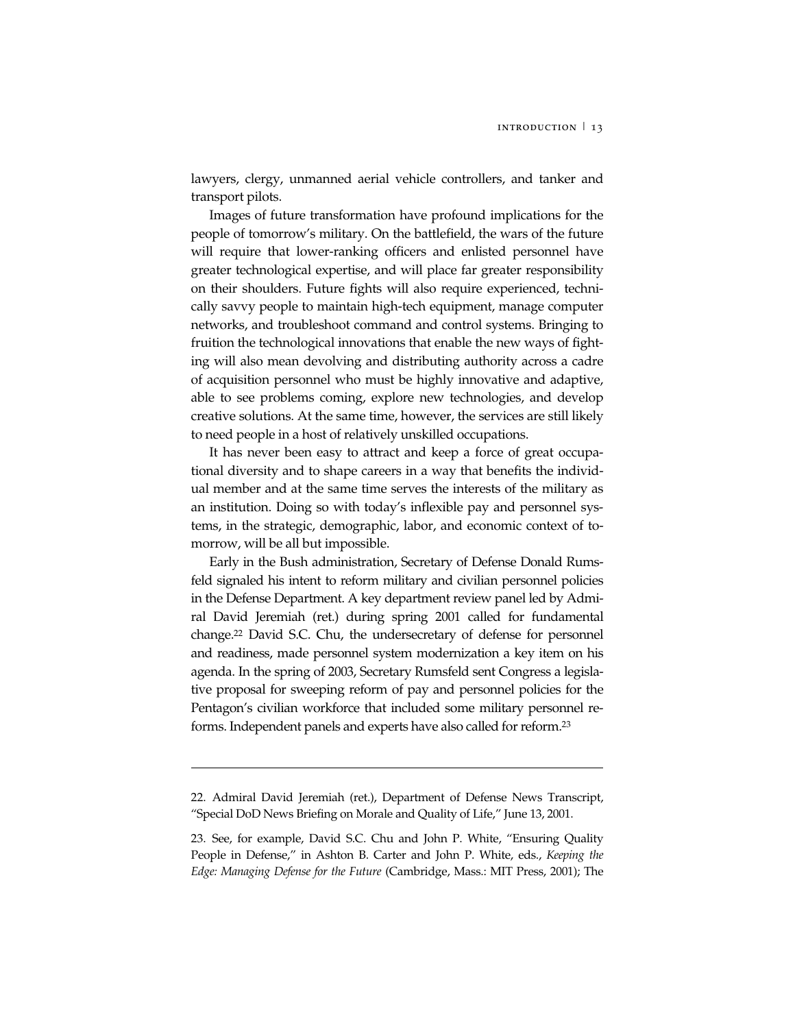lawyers, clergy, unmanned aerial vehicle controllers, and tanker and transport pilots.

Images of future transformation have profound implications for the people of tomorrow's military. On the battlefield, the wars of the future will require that lower-ranking officers and enlisted personnel have greater technological expertise, and will place far greater responsibility on their shoulders. Future fights will also require experienced, technically savvy people to maintain high-tech equipment, manage computer networks, and troubleshoot command and control systems. Bringing to fruition the technological innovations that enable the new ways of fighting will also mean devolving and distributing authority across a cadre of acquisition personnel who must be highly innovative and adaptive, able to see problems coming, explore new technologies, and develop creative solutions. At the same time, however, the services are still likely to need people in a host of relatively unskilled occupations.

It has never been easy to attract and keep a force of great occupational diversity and to shape careers in a way that benefits the individual member and at the same time serves the interests of the military as an institution. Doing so with today's inflexible pay and personnel systems, in the strategic, demographic, labor, and economic context of tomorrow, will be all but impossible.

Early in the Bush administration, Secretary of Defense Donald Rumsfeld signaled his intent to reform military and civilian personnel policies in the Defense Department. A key department review panel led by Admiral David Jeremiah (ret.) during spring 2001 called for fundamental change.[22] David S.C. Chu, the undersecretary of defense for personnel and readiness, made personnel system modernization a key item on his agenda. In the spring of 2003, Secretary Rumsfeld sent Congress a legislative proposal for sweeping reform of pay and personnel policies for the Pentagon's civilian workforce that included some military personnel reforms. Independent panels and experts have also called for reform.[23]

---

22. Admiral David Jeremiah (ret.), Department of Defense News Transcript, "Special DoD News Briefing on Morale and Quality of Life," June 13, 2001.

23. See, for example, David S.C. Chu and John P. White, "Ensuring Quality People in Defense," in Ashton B. Carter and John P. White, eds., *Keeping the Edge: Managing Defense for the Future* (Cambridge, Mass.: MIT Press, 2001); The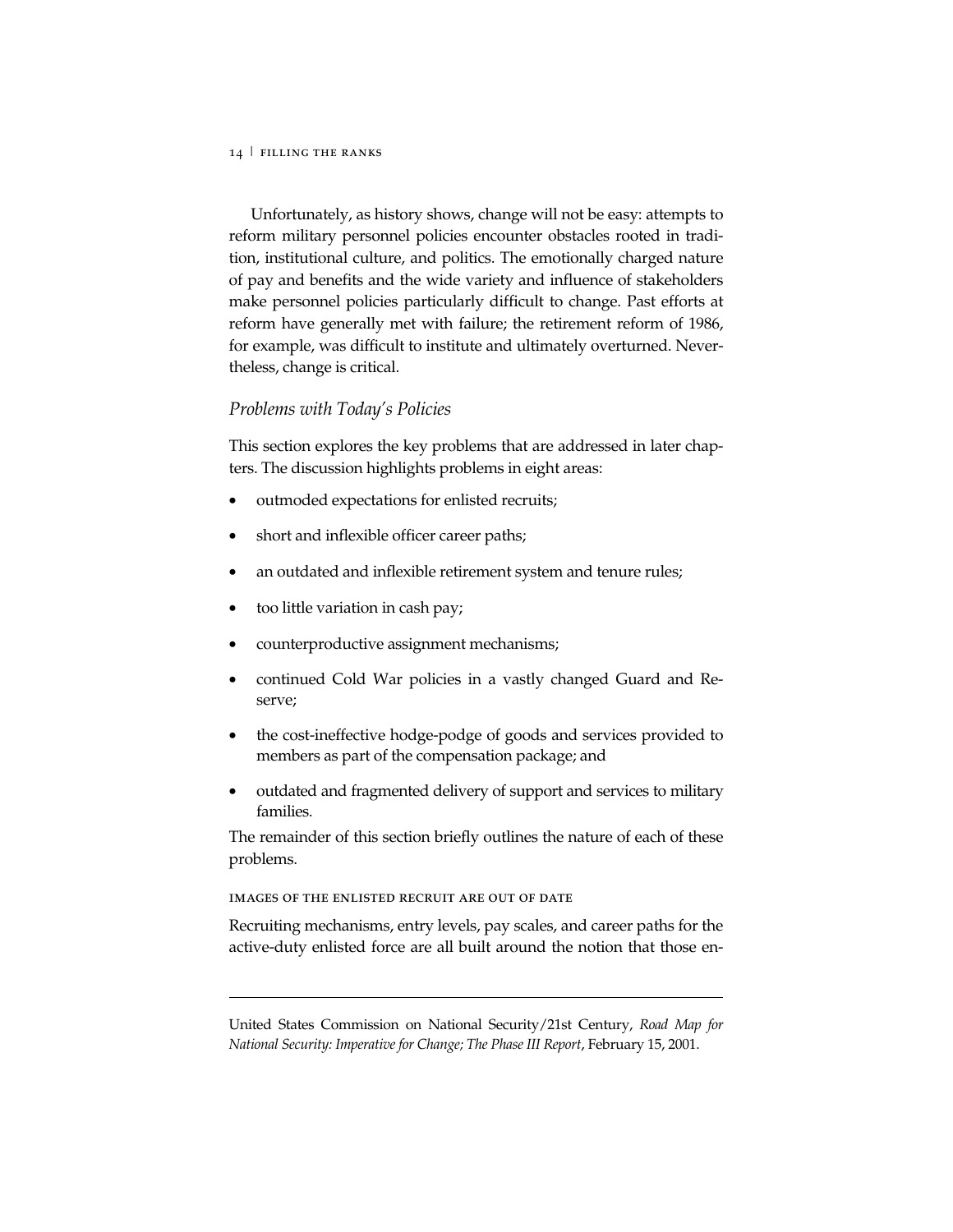Unfortunately, as history shows, change will not be easy: attempts to reform military personnel policies encounter obstacles rooted in tradition, institutional culture, and politics. The emotionally charged nature of pay and benefits and the wide variety and influence of stakeholders make personnel policies particularly difficult to change. Past efforts at reform have generally met with failure; the retirement reform of 1986, for example, was difficult to institute and ultimately overturned. Nevertheless, change is critical.

### *Problems with Today's Policies*

This section explores the key problems that are addressed in later chapters. The discussion highlights problems in eight areas:

- outmoded expectations for enlisted recruits;
- short and inflexible officer career paths;
- an outdated and inflexible retirement system and tenure rules;
- too little variation in cash pay;
- counterproductive assignment mechanisms;
- continued Cold War policies in a vastly changed Guard and Reserve;
- the cost-ineffective hodge-podge of goods and services provided to members as part of the compensation package; and
- outdated and fragmented delivery of support and services to military families.

The remainder of this section briefly outlines the nature of each of these problems.

#### IMAGES OF THE ENLISTED RECRUIT ARE OUT OF DATE

Recruiting mechanisms, entry levels, pay scales, and career paths for the active-duty enlisted force are all built around the notion that those en-

---

United States Commission on National Security/21st Century, *Road Map for National Security: Imperative for Change; The Phase III Report*, February 15, 2001.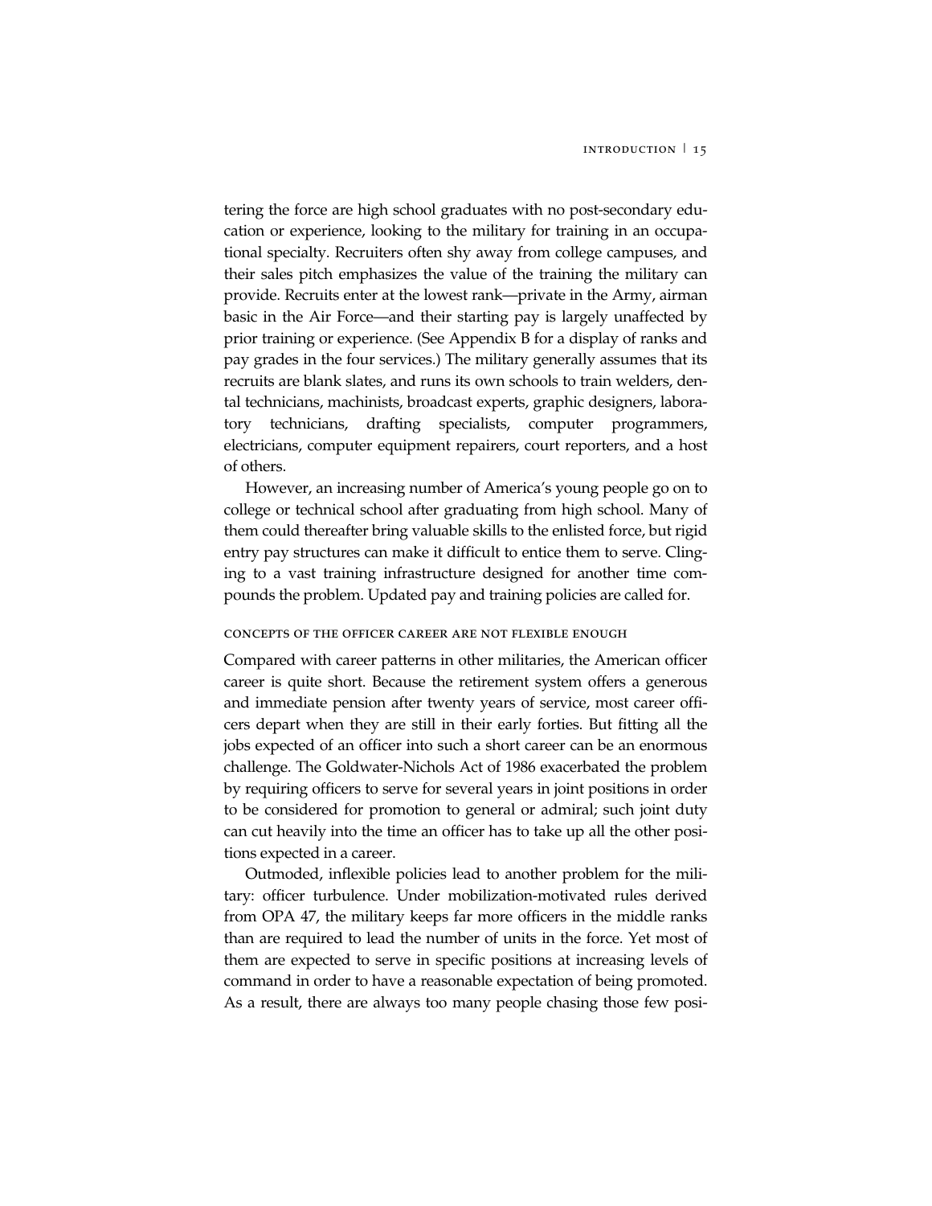tering the force are high school graduates with no post-secondary education or experience, looking to the military for training in an occupational specialty. Recruiters often shy away from college campuses, and their sales pitch emphasizes the value of the training the military can provide. Recruits enter at the lowest rank—private in the Army, airman basic in the Air Force—and their starting pay is largely unaffected by prior training or experience. (See Appendix B for a display of ranks and pay grades in the four services.) The military generally assumes that its recruits are blank slates, and runs its own schools to train welders, dental technicians, machinists, broadcast experts, graphic designers, laboratory technicians, drafting specialists, computer programmers, electricians, computer equipment repairers, court reporters, and a host of others.

However, an increasing number of America's young people go on to college or technical school after graduating from high school. Many of them could thereafter bring valuable skills to the enlisted force, but rigid entry pay structures can make it difficult to entice them to serve. Clinging to a vast training infrastructure designed for another time compounds the problem. Updated pay and training policies are called for.

### CONCEPTS OF THE OFFICER CAREER ARE NOT FLEXIBLE ENOUGH

Compared with career patterns in other militaries, the American officer career is quite short. Because the retirement system offers a generous and immediate pension after twenty years of service, most career officers depart when they are still in their early forties. But fitting all the jobs expected of an officer into such a short career can be an enormous challenge. The Goldwater-Nichols Act of 1986 exacerbated the problem by requiring officers to serve for several years in joint positions in order to be considered for promotion to general or admiral; such joint duty can cut heavily into the time an officer has to take up all the other positions expected in a career.

Outmoded, inflexible policies lead to another problem for the military: officer turbulence. Under mobilization-motivated rules derived from OPA 47, the military keeps far more officers in the middle ranks than are required to lead the number of units in the force. Yet most of them are expected to serve in specific positions at increasing levels of command in order to have a reasonable expectation of being promoted. As a result, there are always too many people chasing those few posi-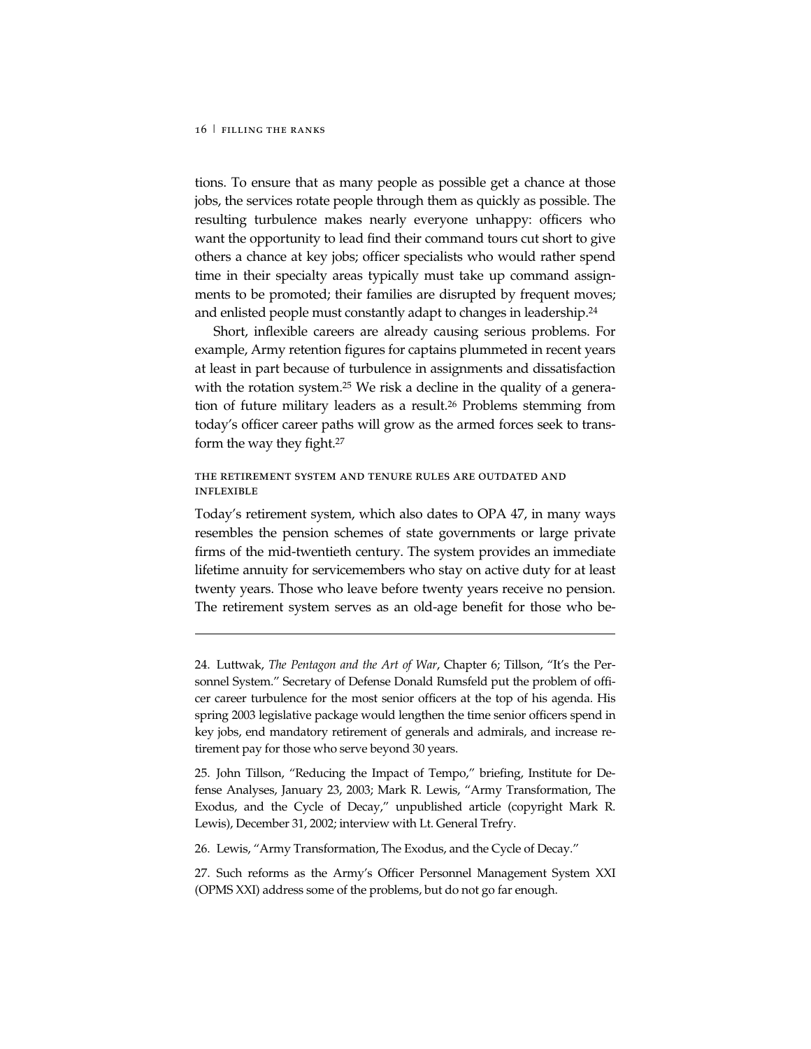tions. To ensure that as many people as possible get a chance at those jobs, the services rotate people through them as quickly as possible. The resulting turbulence makes nearly everyone unhappy: officers who want the opportunity to lead find their command tours cut short to give others a chance at key jobs; officer specialists who would rather spend time in their specialty areas typically must take up command assignments to be promoted; their families are disrupted by frequent moves; and enlisted people must constantly adapt to changes in leadership.[24]

Short, inflexible careers are already causing serious problems. For example, Army retention figures for captains plummeted in recent years at least in part because of turbulence in assignments and dissatisfaction with the rotation system.[25] We risk a decline in the quality of a generation of future military leaders as a result.[26] Problems stemming from today's officer career paths will grow as the armed forces seek to transform the way they fight.[27]

### THE RETIREMENT SYSTEM AND TENURE RULES ARE OUTDATED AND INFLEXIBLE

Today's retirement system, which also dates to OPA 47, in many ways resembles the pension schemes of state governments or large private firms of the mid-twentieth century. The system provides an immediate lifetime annuity for servicemembers who stay on active duty for at least twenty years. Those who leave before twenty years receive no pension. The retirement system serves as an old-age benefit for those who be-

---

24. Luttwak, *The Pentagon and the Art of War*, Chapter 6; Tillson, "It's the Personnel System." Secretary of Defense Donald Rumsfeld put the problem of officer career turbulence for the most senior officers at the top of his agenda. His spring 2003 legislative package would lengthen the time senior officers spend in key jobs, end mandatory retirement of generals and admirals, and increase retirement pay for those who serve beyond 30 years.

25. John Tillson, "Reducing the Impact of Tempo," briefing, Institute for Defense Analyses, January 23, 2003; Mark R. Lewis, "Army Transformation, The Exodus, and the Cycle of Decay," unpublished article (copyright Mark R. Lewis), December 31, 2002; interview with Lt. General Trefry.

26. Lewis, "Army Transformation, The Exodus, and the Cycle of Decay."

27. Such reforms as the Army's Officer Personnel Management System XXI (OPMS XXI) address some of the problems, but do not go far enough.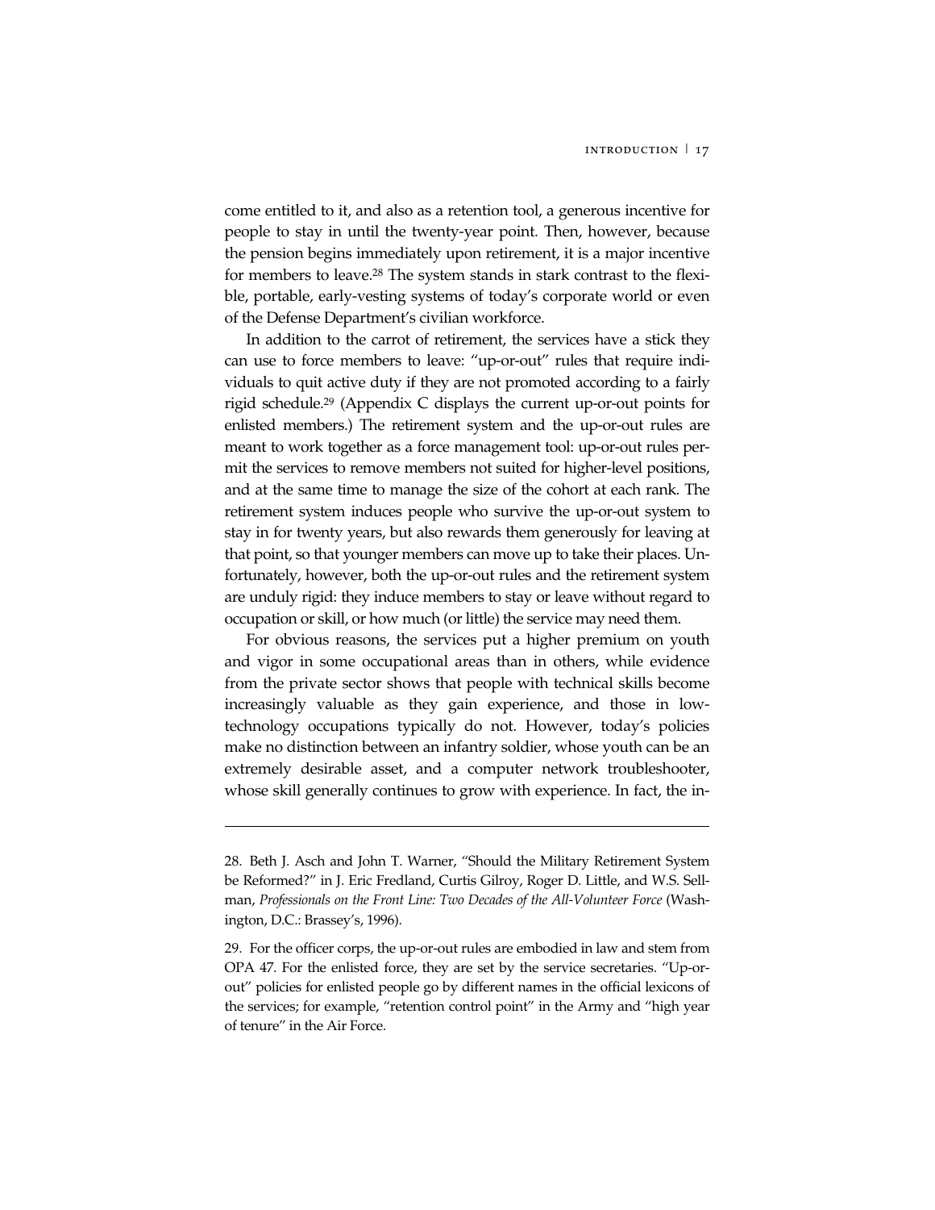come entitled to it, and also as a retention tool, a generous incentive for people to stay in until the twenty-year point. Then, however, because the pension begins immediately upon retirement, it is a major incentive for members to leave.[28] The system stands in stark contrast to the flexible, portable, early-vesting systems of today's corporate world or even of the Defense Department's civilian workforce.

In addition to the carrot of retirement, the services have a stick they can use to force members to leave: "up-or-out" rules that require individuals to quit active duty if they are not promoted according to a fairly rigid schedule.[29] (Appendix C displays the current up-or-out points for enlisted members.) The retirement system and the up-or-out rules are meant to work together as a force management tool: up-or-out rules permit the services to remove members not suited for higher-level positions, and at the same time to manage the size of the cohort at each rank. The retirement system induces people who survive the up-or-out system to stay in for twenty years, but also rewards them generously for leaving at that point, so that younger members can move up to take their places. Unfortunately, however, both the up-or-out rules and the retirement system are unduly rigid: they induce members to stay or leave without regard to occupation or skill, or how much (or little) the service may need them.

For obvious reasons, the services put a higher premium on youth and vigor in some occupational areas than in others, while evidence from the private sector shows that people with technical skills become increasingly valuable as they gain experience, and those in low-technology occupations typically do not. However, today's policies make no distinction between an infantry soldier, whose youth can be an extremely desirable asset, and a computer network troubleshooter, whose skill generally continues to grow with experience. In fact, the in-

---

28. Beth J. Asch and John T. Warner, "Should the Military Retirement System be Reformed?" in J. Eric Fredland, Curtis Gilroy, Roger D. Little, and W.S. Sellman, *Professionals on the Front Line: Two Decades of the All-Volunteer Force* (Washington, D.C.: Brassey's, 1996).

29. For the officer corps, the up-or-out rules are embodied in law and stem from OPA 47. For the enlisted force, they are set by the service secretaries. "Up-or-out" policies for enlisted people go by different names in the official lexicons of the services; for example, "retention control point" in the Army and "high year of tenure" in the Air Force.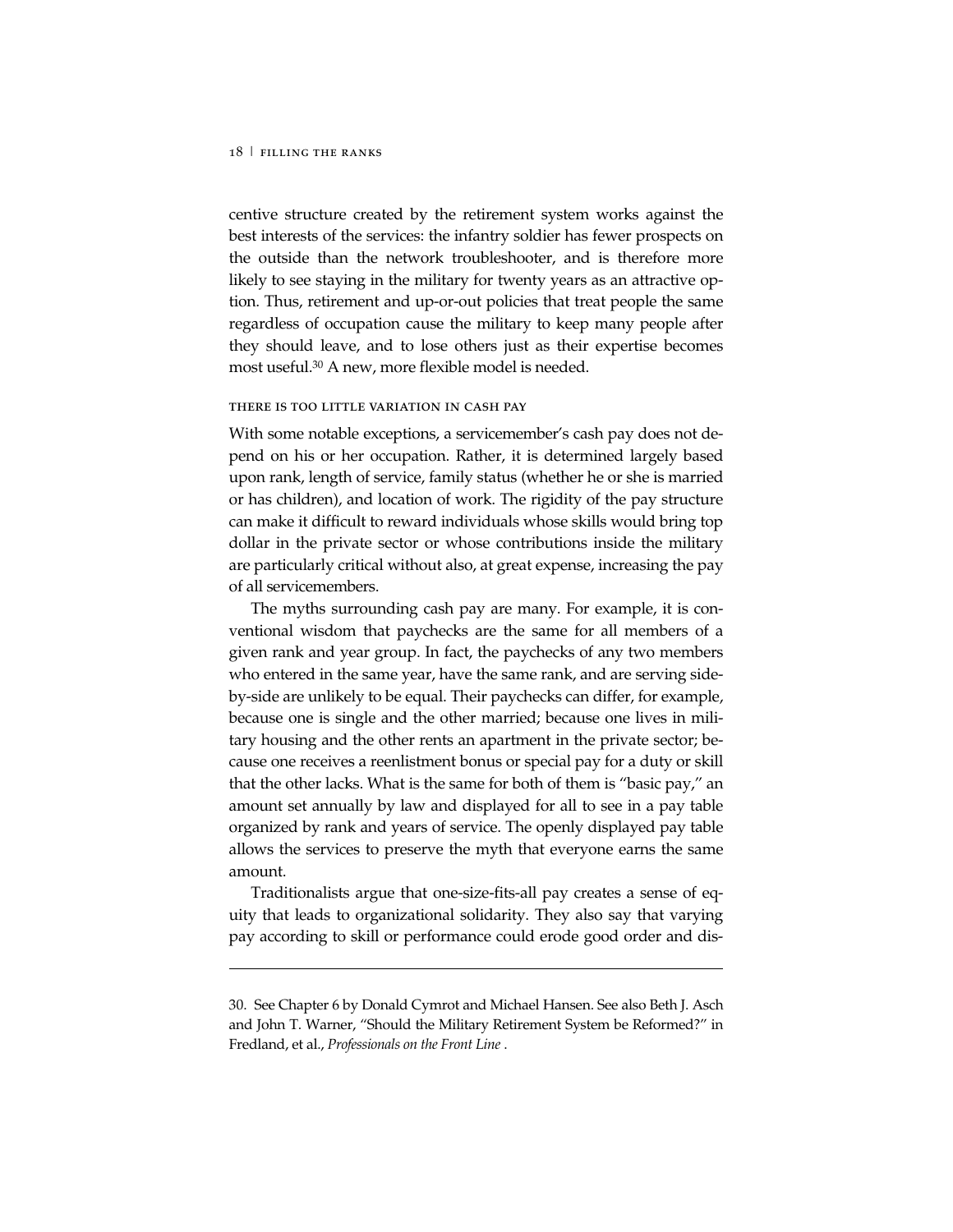centive structure created by the retirement system works against the best interests of the services: the infantry soldier has fewer prospects on the outside than the network troubleshooter, and is therefore more likely to see staying in the military for twenty years as an attractive option. Thus, retirement and up-or-out policies that treat people the same regardless of occupation cause the military to keep many people after they should leave, and to lose others just as their expertise becomes most useful.[30] A new, more flexible model is needed.

### THERE IS TOO LITTLE VARIATION IN CASH PAY

With some notable exceptions, a servicemember's cash pay does not depend on his or her occupation. Rather, it is determined largely based upon rank, length of service, family status (whether he or she is married or has children), and location of work. The rigidity of the pay structure can make it difficult to reward individuals whose skills would bring top dollar in the private sector or whose contributions inside the military are particularly critical without also, at great expense, increasing the pay of all servicemembers.

The myths surrounding cash pay are many. For example, it is conventional wisdom that paychecks are the same for all members of a given rank and year group. In fact, the paychecks of any two members who entered in the same year, have the same rank, and are serving side-by-side are unlikely to be equal. Their paychecks can differ, for example, because one is single and the other married; because one lives in military housing and the other rents an apartment in the private sector; because one receives a reenlistment bonus or special pay for a duty or skill that the other lacks. What is the same for both of them is "basic pay," an amount set annually by law and displayed for all to see in a pay table organized by rank and years of service. The openly displayed pay table allows the services to preserve the myth that everyone earns the same amount.

Traditionalists argue that one-size-fits-all pay creates a sense of equity that leads to organizational solidarity. They also say that varying pay according to skill or performance could erode good order and dis-

---

30. See Chapter 6 by Donald Cymrot and Michael Hansen. See also Beth J. Asch and John T. Warner, "Should the Military Retirement System be Reformed?" in Fredland, et al., *Professionals on the Front Line* .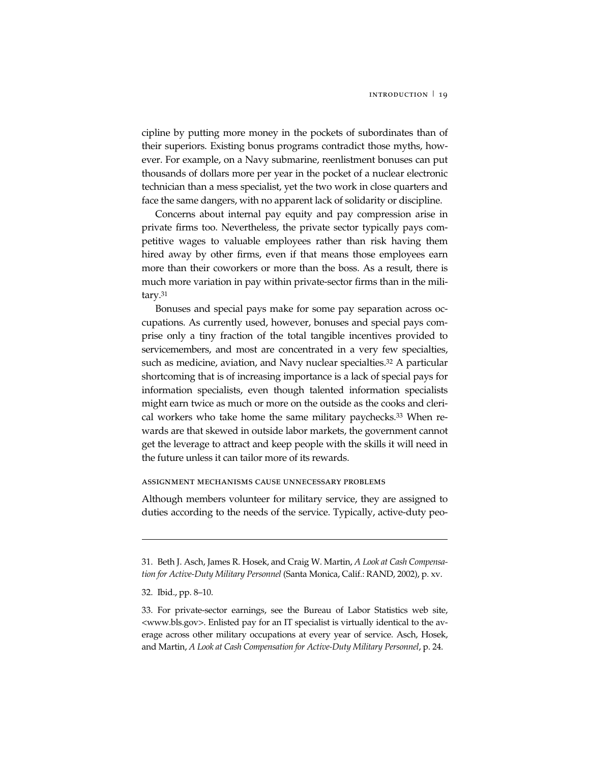cipline by putting more money in the pockets of subordinates than of their superiors. Existing bonus programs contradict those myths, however. For example, on a Navy submarine, reenlistment bonuses can put thousands of dollars more per year in the pocket of a nuclear electronic technician than a mess specialist, yet the two work in close quarters and face the same dangers, with no apparent lack of solidarity or discipline.

Concerns about internal pay equity and pay compression arise in private firms too. Nevertheless, the private sector typically pays competitive wages to valuable employees rather than risk having them hired away by other firms, even if that means those employees earn more than their coworkers or more than the boss. As a result, there is much more variation in pay within private-sector firms than in the military.[31]

Bonuses and special pays make for some pay separation across occupations. As currently used, however, bonuses and special pays comprise only a tiny fraction of the total tangible incentives provided to servicemembers, and most are concentrated in a very few specialties, such as medicine, aviation, and Navy nuclear specialties.[32] A particular shortcoming that is of increasing importance is a lack of special pays for information specialists, even though talented information specialists might earn twice as much or more on the outside as the cooks and clerical workers who take home the same military paychecks.[33] When rewards are that skewed in outside labor markets, the government cannot get the leverage to attract and keep people with the skills it will need in the future unless it can tailor more of its rewards.

### ASSIGNMENT MECHANISMS CAUSE UNNECESSARY PROBLEMS

Although members volunteer for military service, they are assigned to duties according to the needs of the service. Typically, active-duty peo-

---

31. Beth J. Asch, James R. Hosek, and Craig W. Martin, *A Look at Cash Compensation for Active-Duty Military Personnel* (Santa Monica, Calif.: RAND, 2002), p. xv.

32. Ibid., pp. 8–10.

33. For private-sector earnings, see the Bureau of Labor Statistics web site, <www.bls.gov>. Enlisted pay for an IT specialist is virtually identical to the average across other military occupations at every year of service. Asch, Hosek, and Martin, *A Look at Cash Compensation for Active-Duty Military Personnel*, p. 24.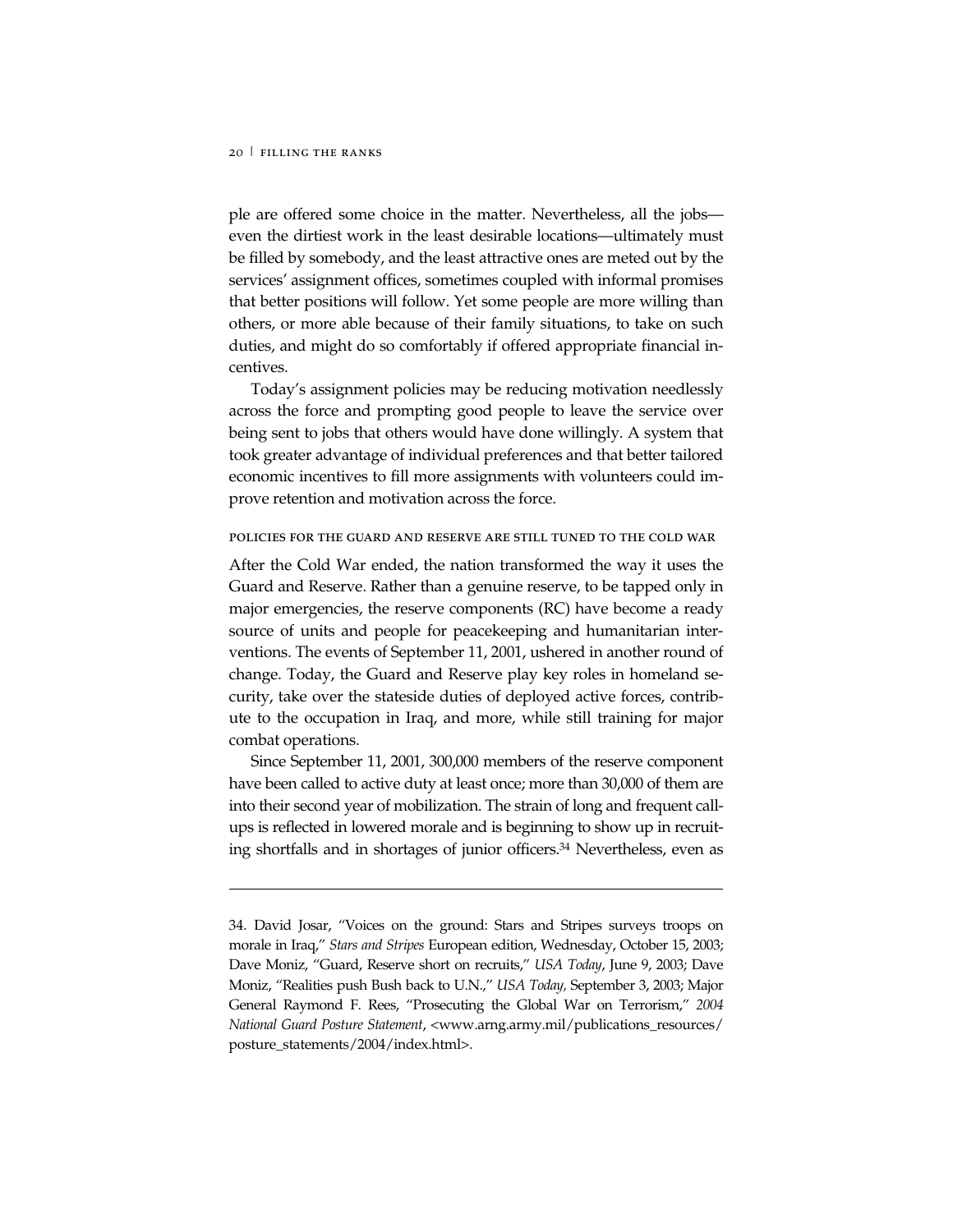ple are offered some choice in the matter. Nevertheless, all the jobs—even the dirtiest work in the least desirable locations—ultimately must be filled by somebody, and the least attractive ones are meted out by the services' assignment offices, sometimes coupled with informal promises that better positions will follow. Yet some people are more willing than others, or more able because of their family situations, to take on such duties, and might do so comfortably if offered appropriate financial incentives.

Today's assignment policies may be reducing motivation needlessly across the force and prompting good people to leave the service over being sent to jobs that others would have done willingly. A system that took greater advantage of individual preferences and that better tailored economic incentives to fill more assignments with volunteers could improve retention and motivation across the force.

### POLICIES FOR THE GUARD AND RESERVE ARE STILL TUNED TO THE COLD WAR

After the Cold War ended, the nation transformed the way it uses the Guard and Reserve. Rather than a genuine reserve, to be tapped only in major emergencies, the reserve components (RC) have become a ready source of units and people for peacekeeping and humanitarian interventions. The events of September 11, 2001, ushered in another round of change. Today, the Guard and Reserve play key roles in homeland security, take over the stateside duties of deployed active forces, contribute to the occupation in Iraq, and more, while still training for major combat operations.

Since September 11, 2001, 300,000 members of the reserve component have been called to active duty at least once; more than 30,000 of them are into their second year of mobilization. The strain of long and frequent call-ups is reflected in lowered morale and is beginning to show up in recruiting shortfalls and in shortages of junior officers.[34] Nevertheless, even as

---

34. David Josar, "Voices on the ground: Stars and Stripes surveys troops on morale in Iraq," *Stars and Stripes* European edition, Wednesday, October 15, 2003; Dave Moniz, "Guard, Reserve short on recruits," *USA Today*, June 9, 2003; Dave Moniz, "Realities push Bush back to U.N.," *USA Today*, September 3, 2003; Major General Raymond F. Rees, "Prosecuting the Global War on Terrorism," *2004 National Guard Posture Statement*, <www.arng.army.mil/publications_resources/posture_statements/2004/index.html>.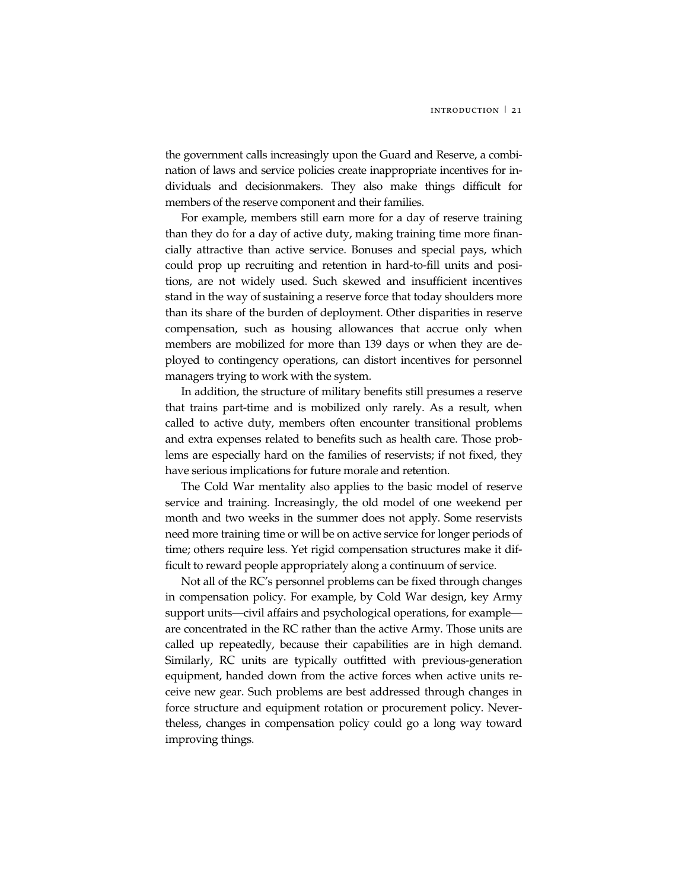the government calls increasingly upon the Guard and Reserve, a combination of laws and service policies create inappropriate incentives for individuals and decisionmakers. They also make things difficult for members of the reserve component and their families.

For example, members still earn more for a day of reserve training than they do for a day of active duty, making training time more financially attractive than active service. Bonuses and special pays, which could prop up recruiting and retention in hard-to-fill units and positions, are not widely used. Such skewed and insufficient incentives stand in the way of sustaining a reserve force that today shoulders more than its share of the burden of deployment. Other disparities in reserve compensation, such as housing allowances that accrue only when members are mobilized for more than 139 days or when they are deployed to contingency operations, can distort incentives for personnel managers trying to work with the system.

In addition, the structure of military benefits still presumes a reserve that trains part-time and is mobilized only rarely. As a result, when called to active duty, members often encounter transitional problems and extra expenses related to benefits such as health care. Those problems are especially hard on the families of reservists; if not fixed, they have serious implications for future morale and retention.

The Cold War mentality also applies to the basic model of reserve service and training. Increasingly, the old model of one weekend per month and two weeks in the summer does not apply. Some reservists need more training time or will be on active service for longer periods of time; others require less. Yet rigid compensation structures make it difficult to reward people appropriately along a continuum of service.

Not all of the RC's personnel problems can be fixed through changes in compensation policy. For example, by Cold War design, key Army support units—civil affairs and psychological operations, for example—are concentrated in the RC rather than the active Army. Those units are called up repeatedly, because their capabilities are in high demand. Similarly, RC units are typically outfitted with previous-generation equipment, handed down from the active forces when active units receive new gear. Such problems are best addressed through changes in force structure and equipment rotation or procurement policy. Nevertheless, changes in compensation policy could go a long way toward improving things.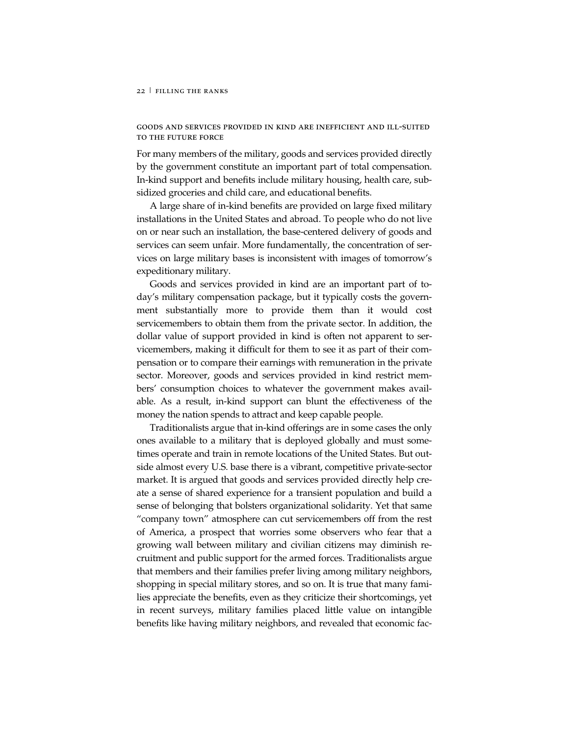### GOODS AND SERVICES PROVIDED IN KIND ARE INEFFICIENT AND ILL-SUITED TO THE FUTURE FORCE

For many members of the military, goods and services provided directly by the government constitute an important part of total compensation. In-kind support and benefits include military housing, health care, subsidized groceries and child care, and educational benefits.

A large share of in-kind benefits are provided on large fixed military installations in the United States and abroad. To people who do not live on or near such an installation, the base-centered delivery of goods and services can seem unfair. More fundamentally, the concentration of services on large military bases is inconsistent with images of tomorrow's expeditionary military.

Goods and services provided in kind are an important part of today's military compensation package, but it typically costs the government substantially more to provide them than it would cost servicemembers to obtain them from the private sector. In addition, the dollar value of support provided in kind is often not apparent to servicemembers, making it difficult for them to see it as part of their compensation or to compare their earnings with remuneration in the private sector. Moreover, goods and services provided in kind restrict members' consumption choices to whatever the government makes available. As a result, in-kind support can blunt the effectiveness of the money the nation spends to attract and keep capable people.

Traditionalists argue that in-kind offerings are in some cases the only ones available to a military that is deployed globally and must sometimes operate and train in remote locations of the United States. But outside almost every U.S. base there is a vibrant, competitive private-sector market. It is argued that goods and services provided directly help create a sense of shared experience for a transient population and build a sense of belonging that bolsters organizational solidarity. Yet that same "company town" atmosphere can cut servicemembers off from the rest of America, a prospect that worries some observers who fear that a growing wall between military and civilian citizens may diminish recruitment and public support for the armed forces. Traditionalists argue that members and their families prefer living among military neighbors, shopping in special military stores, and so on. It is true that many families appreciate the benefits, even as they criticize their shortcomings, yet in recent surveys, military families placed little value on intangible benefits like having military neighbors, and revealed that economic fac-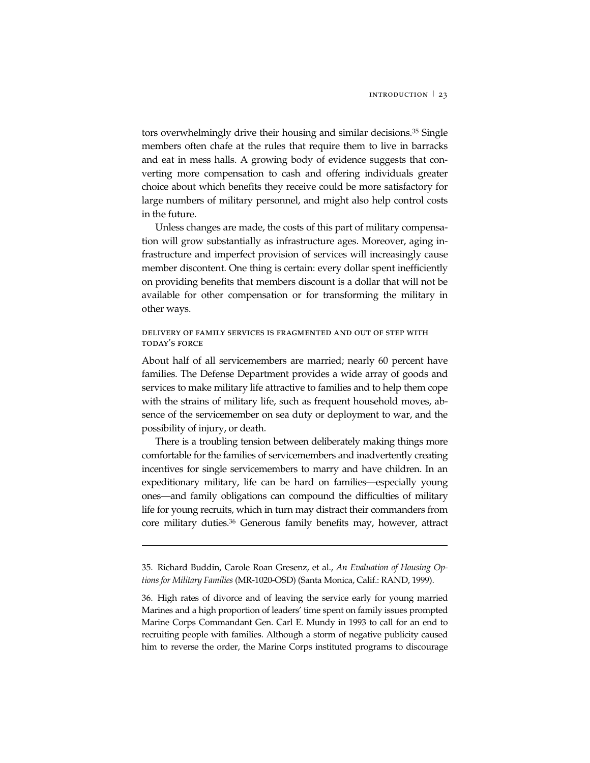tors overwhelmingly drive their housing and similar decisions.[35] Single members often chafe at the rules that require them to live in barracks and eat in mess halls. A growing body of evidence suggests that converting more compensation to cash and offering individuals greater choice about which benefits they receive could be more satisfactory for large numbers of military personnel, and might also help control costs in the future.

Unless changes are made, the costs of this part of military compensation will grow substantially as infrastructure ages. Moreover, aging infrastructure and imperfect provision of services will increasingly cause member discontent. One thing is certain: every dollar spent inefficiently on providing benefits that members discount is a dollar that will not be available for other compensation or for transforming the military in other ways.

### Delivery of Family Services Is Fragmented and Out of Step with Today's Force

About half of all servicemembers are married; nearly 60 percent have families. The Defense Department provides a wide array of goods and services to make military life attractive to families and to help them cope with the strains of military life, such as frequent household moves, absence of the servicemember on sea duty or deployment to war, and the possibility of injury, or death.

There is a troubling tension between deliberately making things more comfortable for the families of servicemembers and inadvertently creating incentives for single servicemembers to marry and have children. In an expeditionary military, life can be hard on families—especially young ones—and family obligations can compound the difficulties of military life for young recruits, which in turn may distract their commanders from core military duties.[36] Generous family benefits may, however, attract

---

35. Richard Buddin, Carole Roan Gresenz, et al., *An Evaluation of Housing Options for Military Families* (MR-1020-OSD) (Santa Monica, Calif.: RAND, 1999).

36. High rates of divorce and of leaving the service early for young married Marines and a high proportion of leaders' time spent on family issues prompted Marine Corps Commandant Gen. Carl E. Mundy in 1993 to call for an end to recruiting people with families. Although a storm of negative publicity caused him to reverse the order, the Marine Corps instituted programs to discourage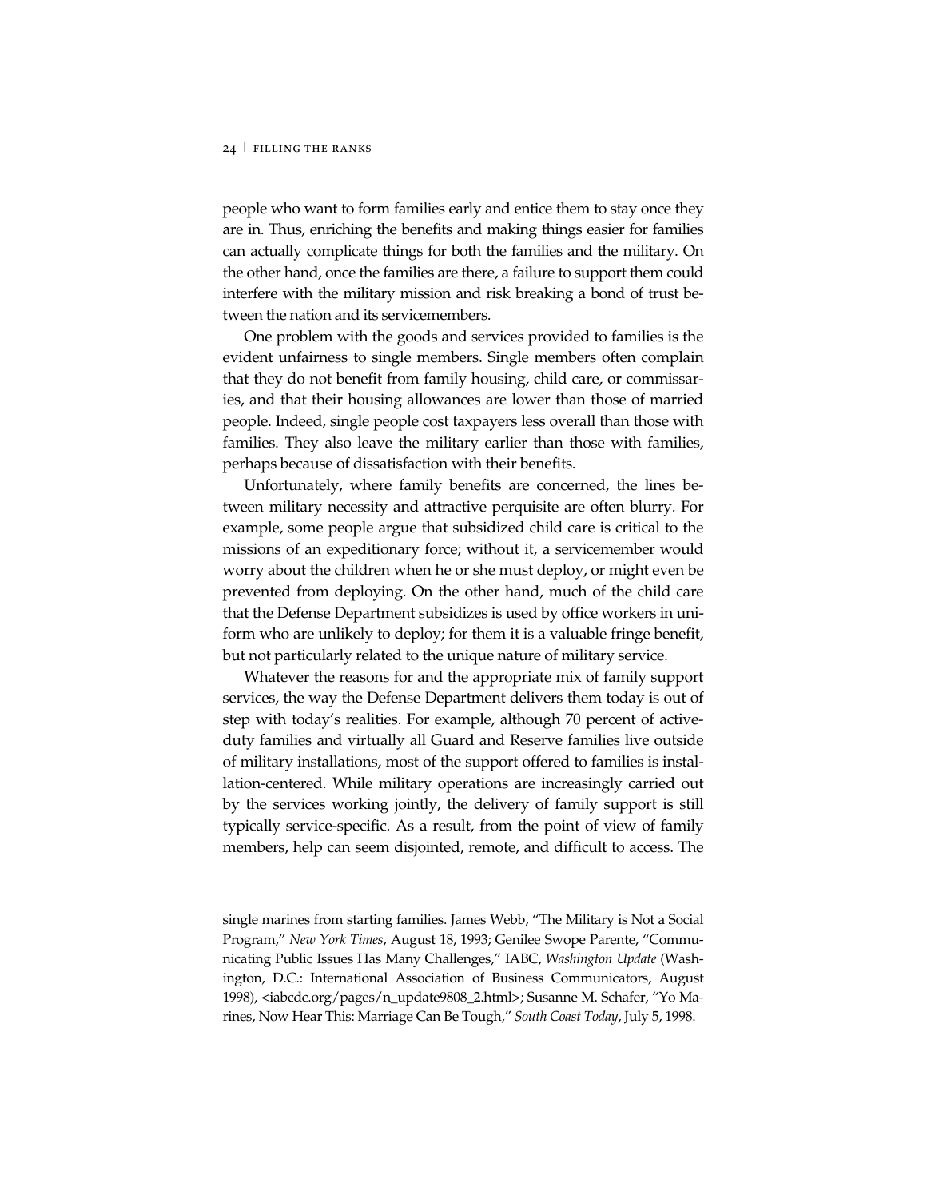people who want to form families early and entice them to stay once they are in. Thus, enriching the benefits and making things easier for families can actually complicate things for both the families and the military. On the other hand, once the families are there, a failure to support them could interfere with the military mission and risk breaking a bond of trust between the nation and its servicemembers.

One problem with the goods and services provided to families is the evident unfairness to single members. Single members often complain that they do not benefit from family housing, child care, or commissaries, and that their housing allowances are lower than those of married people. Indeed, single people cost taxpayers less overall than those with families. They also leave the military earlier than those with families, perhaps because of dissatisfaction with their benefits.

Unfortunately, where family benefits are concerned, the lines between military necessity and attractive perquisite are often blurry. For example, some people argue that subsidized child care is critical to the missions of an expeditionary force; without it, a servicemember would worry about the children when he or she must deploy, or might even be prevented from deploying. On the other hand, much of the child care that the Defense Department subsidizes is used by office workers in uniform who are unlikely to deploy; for them it is a valuable fringe benefit, but not particularly related to the unique nature of military service.

Whatever the reasons for and the appropriate mix of family support services, the way the Defense Department delivers them today is out of step with today's realities. For example, although 70 percent of active-duty families and virtually all Guard and Reserve families live outside of military installations, most of the support offered to families is installation-centered. While military operations are increasingly carried out by the services working jointly, the delivery of family support is still typically service-specific. As a result, from the point of view of family members, help can seem disjointed, remote, and difficult to access. The

---

single marines from starting families. James Webb, "The Military is Not a Social Program," *New York Times*, August 18, 1993; Genilee Swope Parente, "Communicating Public Issues Has Many Challenges," IABC, *Washington Update* (Washington, D.C.: International Association of Business Communicators, August 1998), <iabcdc.org/pages/n_update9808_2.html>; Susanne M. Schafer, "Yo Marines, Now Hear This: Marriage Can Be Tough," *South Coast Today*, July 5, 1998.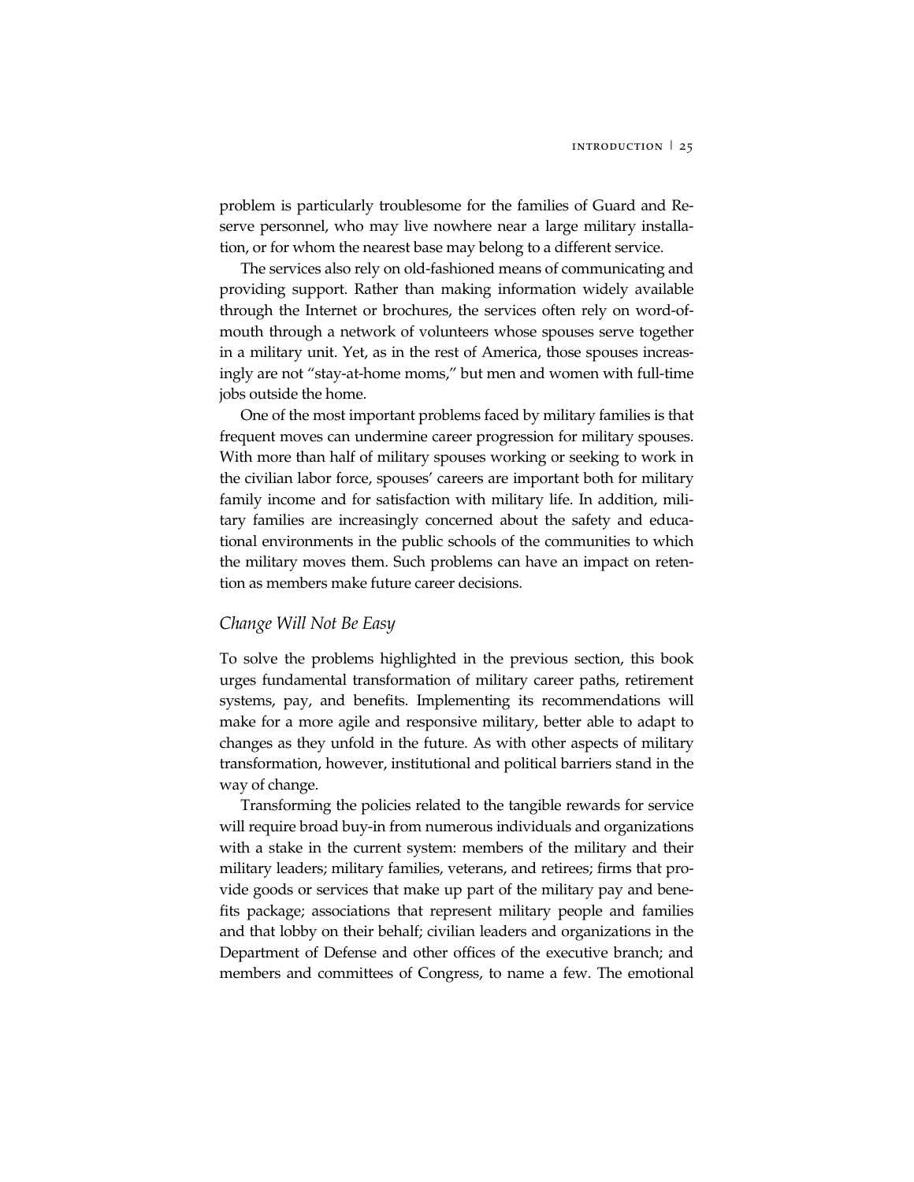problem is particularly troublesome for the families of Guard and Reserve personnel, who may live nowhere near a large military installation, or for whom the nearest base may belong to a different service.

The services also rely on old-fashioned means of communicating and providing support. Rather than making information widely available through the Internet or brochures, the services often rely on word-of-mouth through a network of volunteers whose spouses serve together in a military unit. Yet, as in the rest of America, those spouses increasingly are not "stay-at-home moms," but men and women with full-time jobs outside the home.

One of the most important problems faced by military families is that frequent moves can undermine career progression for military spouses. With more than half of military spouses working or seeking to work in the civilian labor force, spouses' careers are important both for military family income and for satisfaction with military life. In addition, military families are increasingly concerned about the safety and educational environments in the public schools of the communities to which the military moves them. Such problems can have an impact on retention as members make future career decisions.

### *Change Will Not Be Easy*

To solve the problems highlighted in the previous section, this book urges fundamental transformation of military career paths, retirement systems, pay, and benefits. Implementing its recommendations will make for a more agile and responsive military, better able to adapt to changes as they unfold in the future. As with other aspects of military transformation, however, institutional and political barriers stand in the way of change.

Transforming the policies related to the tangible rewards for service will require broad buy-in from numerous individuals and organizations with a stake in the current system: members of the military and their military leaders; military families, veterans, and retirees; firms that provide goods or services that make up part of the military pay and benefits package; associations that represent military people and families and that lobby on their behalf; civilian leaders and organizations in the Department of Defense and other offices of the executive branch; and members and committees of Congress, to name a few. The emotional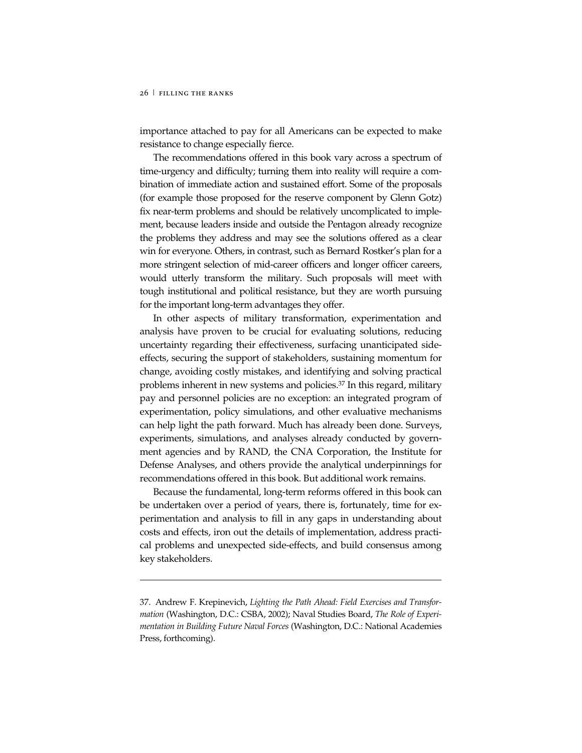importance attached to pay for all Americans can be expected to make resistance to change especially fierce.

The recommendations offered in this book vary across a spectrum of time-urgency and difficulty; turning them into reality will require a combination of immediate action and sustained effort. Some of the proposals (for example those proposed for the reserve component by Glenn Gotz) fix near-term problems and should be relatively uncomplicated to implement, because leaders inside and outside the Pentagon already recognize the problems they address and may see the solutions offered as a clear win for everyone. Others, in contrast, such as Bernard Rostker's plan for a more stringent selection of mid-career officers and longer officer careers, would utterly transform the military. Such proposals will meet with tough institutional and political resistance, but they are worth pursuing for the important long-term advantages they offer.

In other aspects of military transformation, experimentation and analysis have proven to be crucial for evaluating solutions, reducing uncertainty regarding their effectiveness, surfacing unanticipated side-effects, securing the support of stakeholders, sustaining momentum for change, avoiding costly mistakes, and identifying and solving practical problems inherent in new systems and policies.[37] In this regard, military pay and personnel policies are no exception: an integrated program of experimentation, policy simulations, and other evaluative mechanisms can help light the path forward. Much has already been done. Surveys, experiments, simulations, and analyses already conducted by government agencies and by RAND, the CNA Corporation, the Institute for Defense Analyses, and others provide the analytical underpinnings for recommendations offered in this book. But additional work remains.

Because the fundamental, long-term reforms offered in this book can be undertaken over a period of years, there is, fortunately, time for experimentation and analysis to fill in any gaps in understanding about costs and effects, iron out the details of implementation, address practical problems and unexpected side-effects, and build consensus among key stakeholders.

---

37. Andrew F. Krepinevich, *Lighting the Path Ahead: Field Exercises and Transformation* (Washington, D.C.: CSBA, 2002); Naval Studies Board, *The Role of Experimentation in Building Future Naval Forces* (Washington, D.C.: National Academies Press, forthcoming).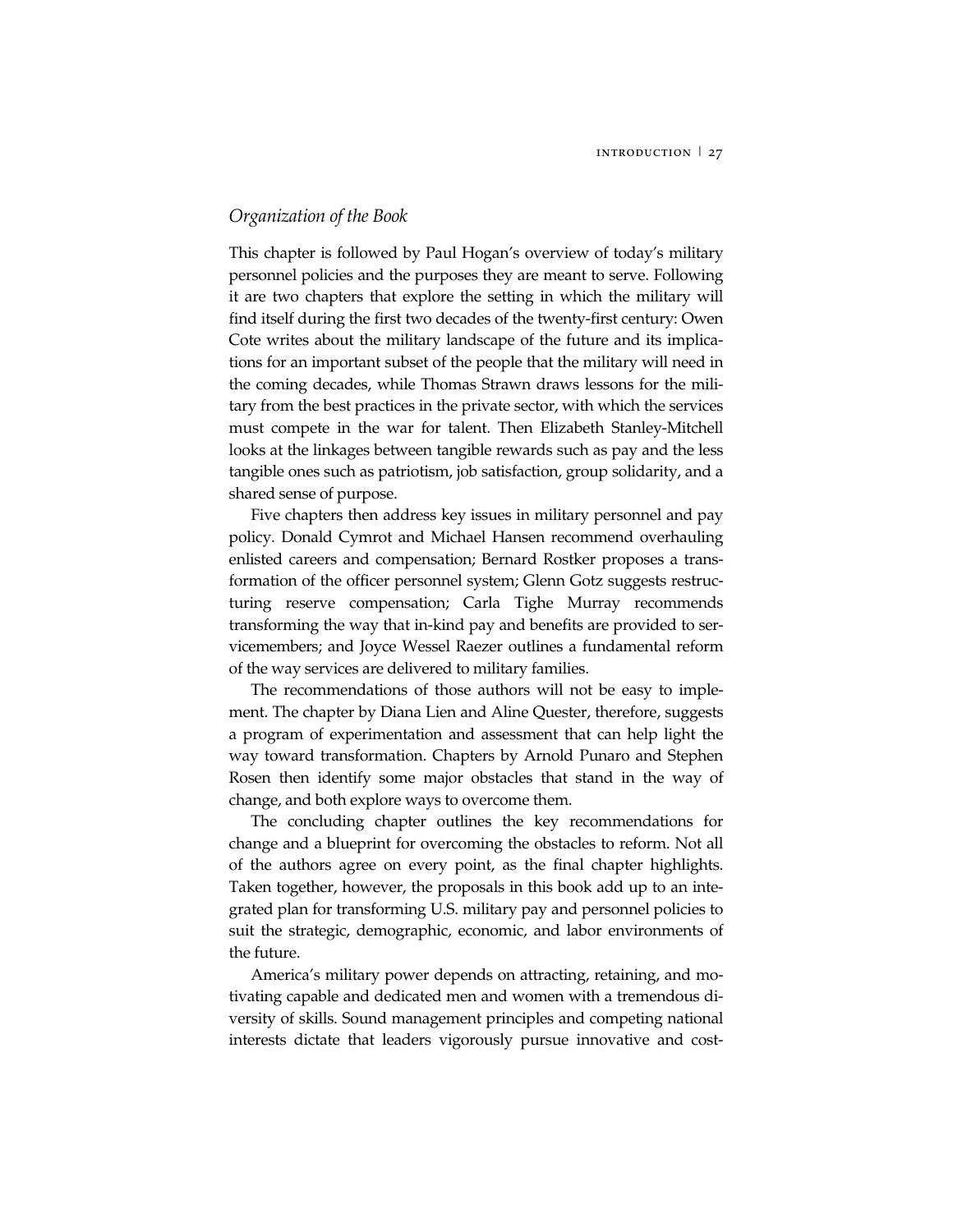## *Organization of the Book*

This chapter is followed by Paul Hogan's overview of today's military personnel policies and the purposes they are meant to serve. Following it are two chapters that explore the setting in which the military will find itself during the first two decades of the twenty-first century: Owen Cote writes about the military landscape of the future and its implications for an important subset of the people that the military will need in the coming decades, while Thomas Strawn draws lessons for the military from the best practices in the private sector, with which the services must compete in the war for talent. Then Elizabeth Stanley-Mitchell looks at the linkages between tangible rewards such as pay and the less tangible ones such as patriotism, job satisfaction, group solidarity, and a shared sense of purpose.

Five chapters then address key issues in military personnel and pay policy. Donald Cymrot and Michael Hansen recommend overhauling enlisted careers and compensation; Bernard Rostker proposes a transformation of the officer personnel system; Glenn Gotz suggests restructuring reserve compensation; Carla Tighe Murray recommends transforming the way that in-kind pay and benefits are provided to servicemembers; and Joyce Wessel Raezer outlines a fundamental reform of the way services are delivered to military families.

The recommendations of those authors will not be easy to implement. The chapter by Diana Lien and Aline Quester, therefore, suggests a program of experimentation and assessment that can help light the way toward transformation. Chapters by Arnold Punaro and Stephen Rosen then identify some major obstacles that stand in the way of change, and both explore ways to overcome them.

The concluding chapter outlines the key recommendations for change and a blueprint for overcoming the obstacles to reform. Not all of the authors agree on every point, as the final chapter highlights. Taken together, however, the proposals in this book add up to an integrated plan for transforming U.S. military pay and personnel policies to suit the strategic, demographic, economic, and labor environments of the future.

America's military power depends on attracting, retaining, and motivating capable and dedicated men and women with a tremendous diversity of skills. Sound management principles and competing national interests dictate that leaders vigorously pursue innovative and cost-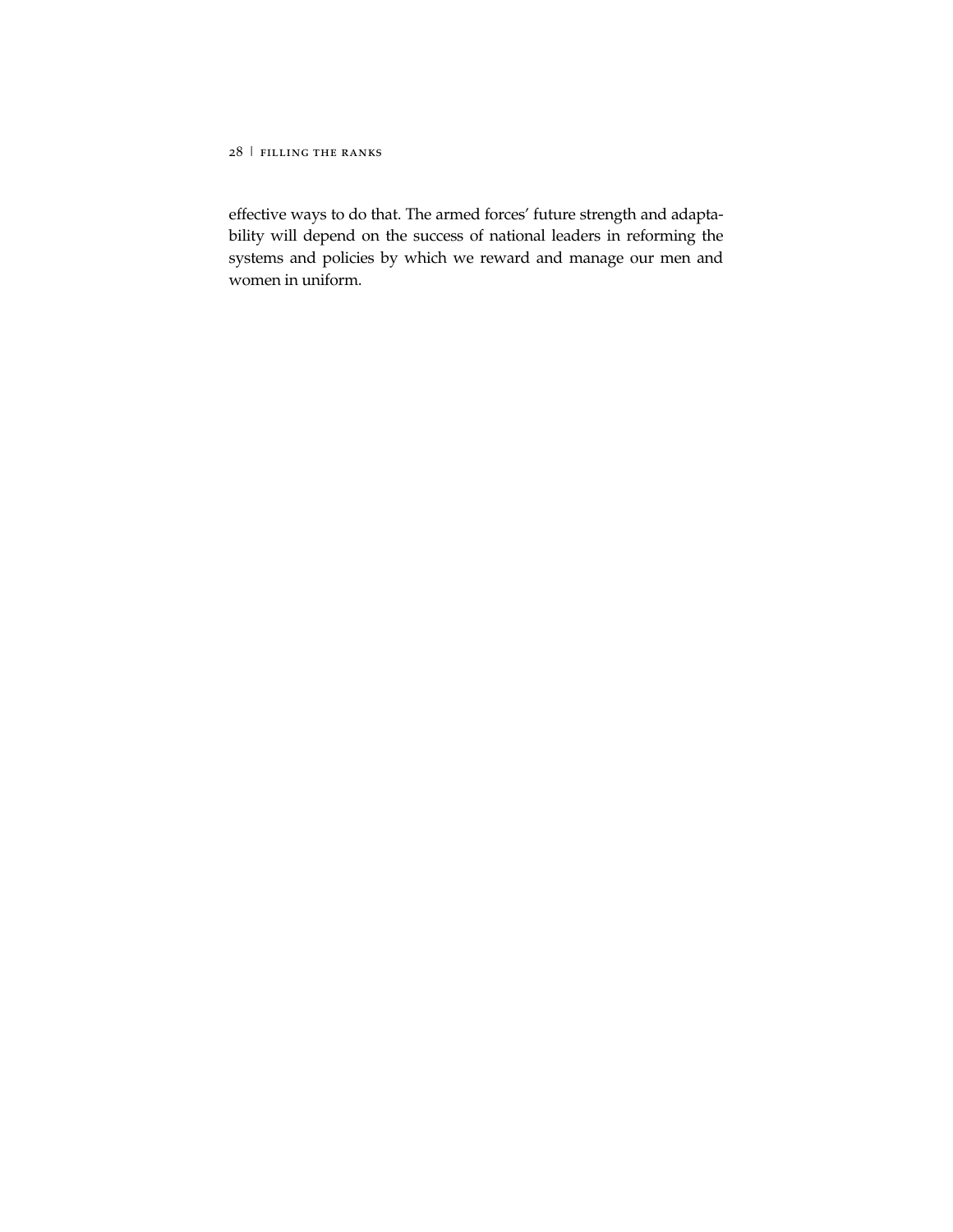effective ways to do that. The armed forces' future strength and adaptability will depend on the success of national leaders in reforming the systems and policies by which we reward and manage our men and women in uniform.